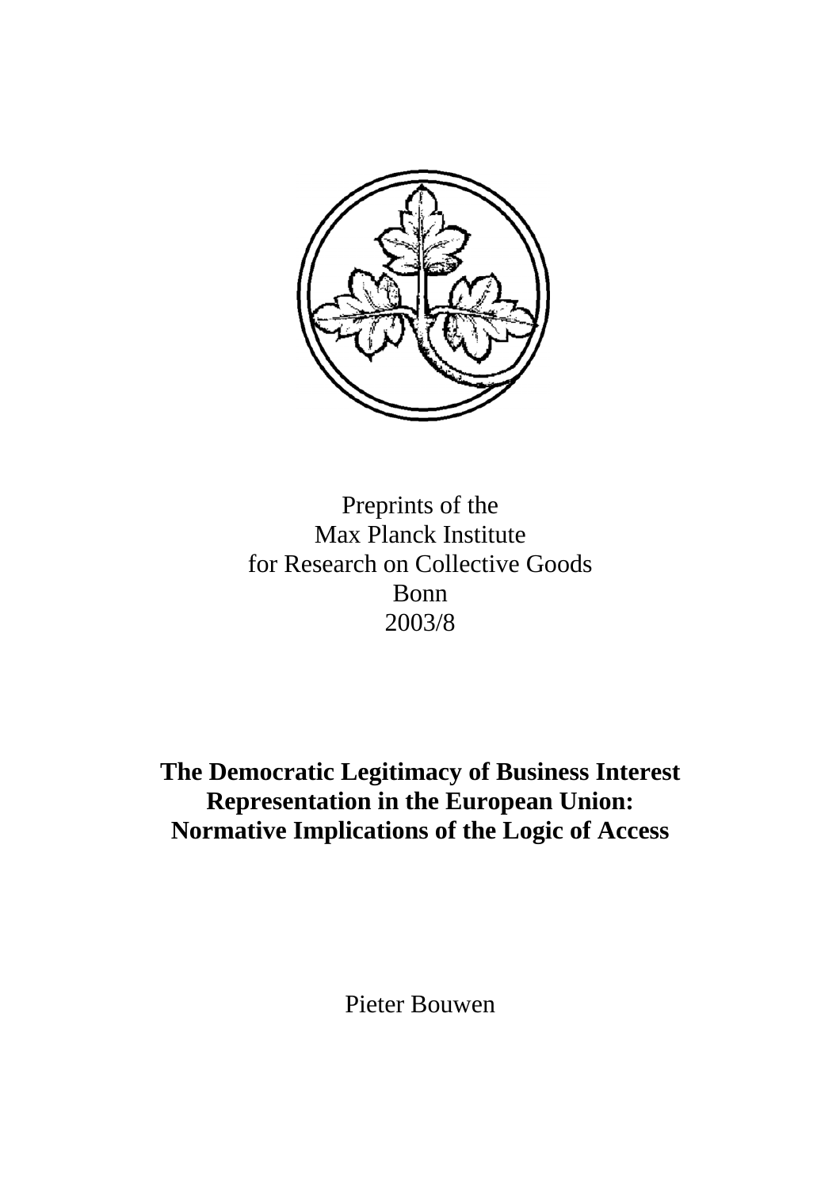Preprints of the
Max Planck Institute
for Research on Collective Goods
Bonn
2003/8

# The Democratic Legitimacy of Business Interest Representation in the European Union: Normative Implications of the Logic of Access

Pieter Bouwen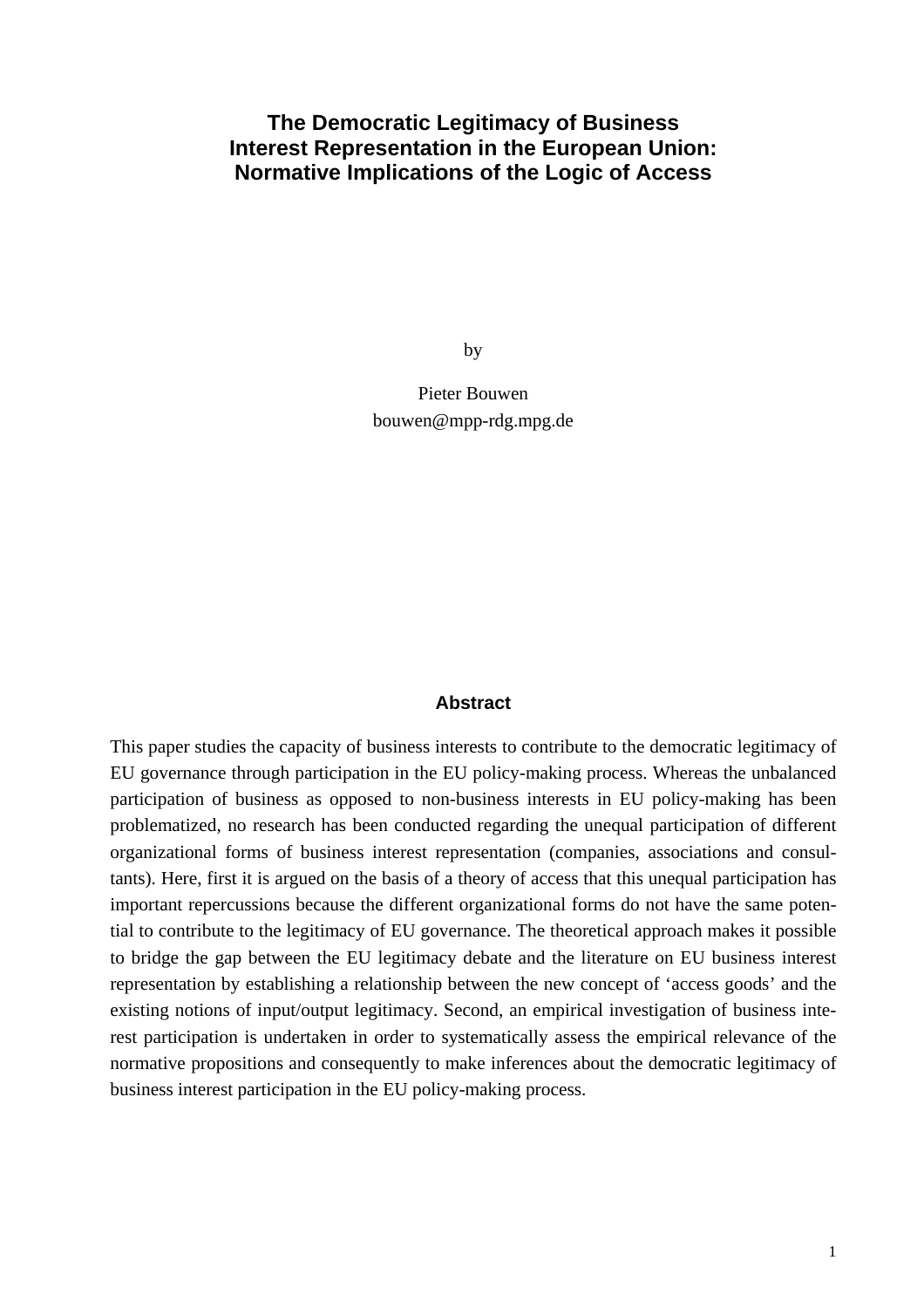# The Democratic Legitimacy of Business Interest Representation in the European Union: Normative Implications of the Logic of Access

by

Pieter Bouwen

bouwen@mpp-rdg.mpg.de

## Abstract

This paper studies the capacity of business interests to contribute to the democratic legitimacy of EU governance through participation in the EU policy-making process. Whereas the unbalanced participation of business as opposed to non-business interests in EU policy-making has been problematized, no research has been conducted regarding the unequal participation of different organizational forms of business interest representation (companies, associations and consultants). Here, first it is argued on the basis of a theory of access that this unequal participation has important repercussions because the different organizational forms do not have the same potential to contribute to the legitimacy of EU governance. The theoretical approach makes it possible to bridge the gap between the EU legitimacy debate and the literature on EU business interest representation by establishing a relationship between the new concept of 'access goods' and the existing notions of input/output legitimacy. Second, an empirical investigation of business interest participation is undertaken in order to systematically assess the empirical relevance of the normative propositions and consequently to make inferences about the democratic legitimacy of business interest participation in the EU policy-making process.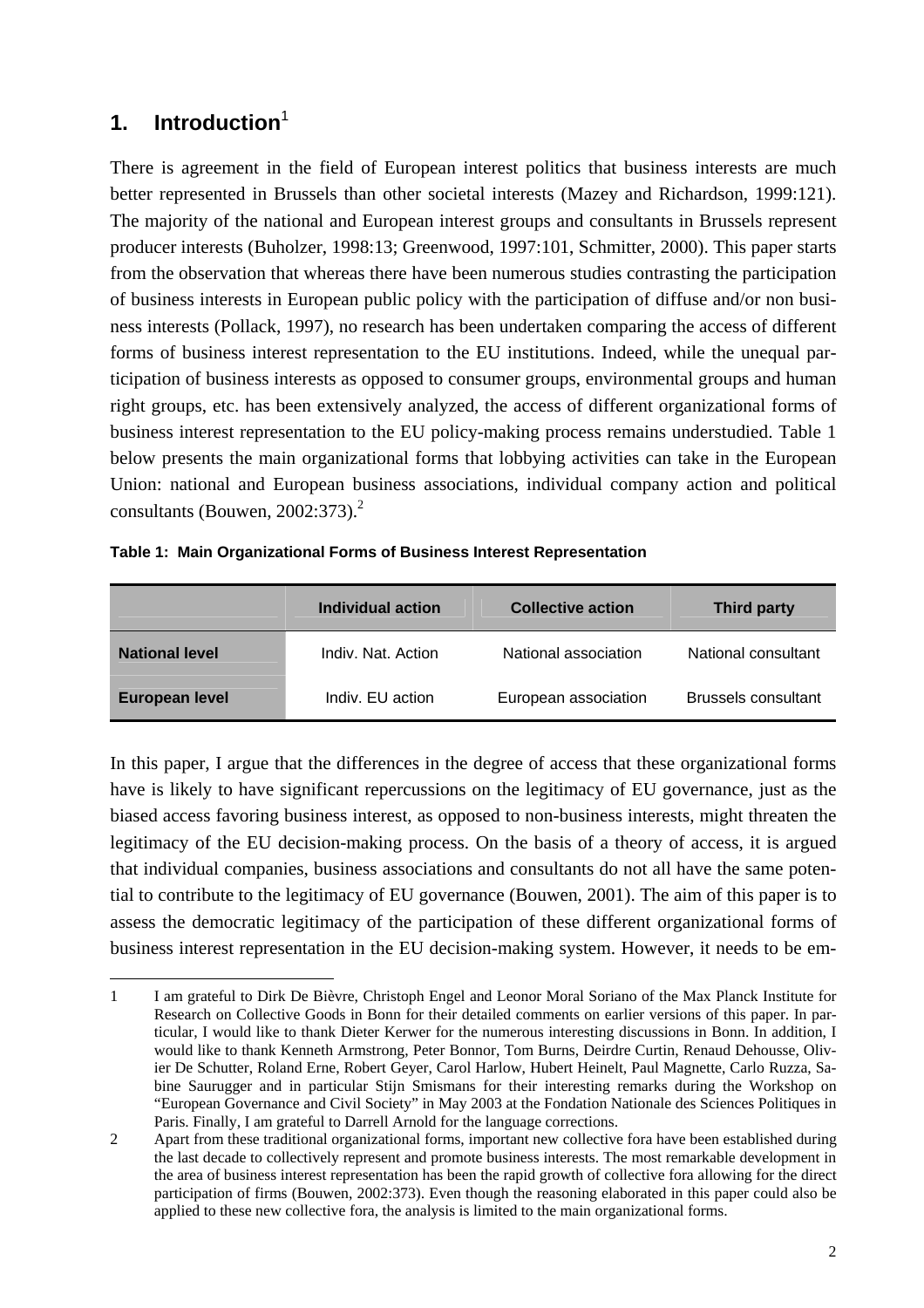## 1. Introduction[1]

There is agreement in the field of European interest politics that business interests are much better represented in Brussels than other societal interests (Mazey and Richardson, 1999:121). The majority of the national and European interest groups and consultants in Brussels represent producer interests (Buholzer, 1998:13; Greenwood, 1997:101, Schmitter, 2000). This paper starts from the observation that whereas there have been numerous studies contrasting the participation of business interests in European public policy with the participation of diffuse and/or non business interests (Pollack, 1997), no research has been undertaken comparing the access of different forms of business interest representation to the EU institutions. Indeed, while the unequal participation of business interests as opposed to consumer groups, environmental groups and human right groups, etc. has been extensively analyzed, the access of different organizational forms of business interest representation to the EU policy-making process remains understudied. Table 1 below presents the main organizational forms that lobbying activities can take in the European Union: national and European business associations, individual company action and political consultants (Bouwen, 2002:373).[2]

**Table 1: Main Organizational Forms of Business Interest Representation**

| | Individual action | Collective action | Third party |
|---|---|---|---|
| **National level** | Indiv. Nat. Action | National association | National consultant |
| **European level** | Indiv. EU action | European association | Brussels consultant |

In this paper, I argue that the differences in the degree of access that these organizational forms have is likely to have significant repercussions on the legitimacy of EU governance, just as the biased access favoring business interest, as opposed to non-business interests, might threaten the legitimacy of the EU decision-making process. On the basis of a theory of access, it is argued that individual companies, business associations and consultants do not all have the same potential to contribute to the legitimacy of EU governance (Bouwen, 2001). The aim of this paper is to assess the democratic legitimacy of the participation of these different organizational forms of business interest representation in the EU decision-making system. However, it needs to be em-

---

1 I am grateful to Dirk De Bièvre, Christoph Engel and Leonor Moral Soriano of the Max Planck Institute for Research on Collective Goods in Bonn for their detailed comments on earlier versions of this paper. In particular, I would like to thank Dieter Kerwer for the numerous interesting discussions in Bonn. In addition, I would like to thank Kenneth Armstrong, Peter Bonnor, Tom Burns, Deirdre Curtin, Renaud Dehousse, Olivier De Schutter, Roland Erne, Robert Geyer, Carol Harlow, Hubert Heinelt, Paul Magnette, Carlo Ruzza, Sabine Saurugger and in particular Stijn Smismans for their interesting remarks during the Workshop on "European Governance and Civil Society" in May 2003 at the Fondation Nationale des Sciences Politiques in Paris. Finally, I am grateful to Darrell Arnold for the language corrections.

2 Apart from these traditional organizational forms, important new collective fora have been established during the last decade to collectively represent and promote business interests. The most remarkable development in the area of business interest representation has been the rapid growth of collective fora allowing for the direct participation of firms (Bouwen, 2002:373). Even though the reasoning elaborated in this paper could also be applied to these new collective fora, the analysis is limited to the main organizational forms.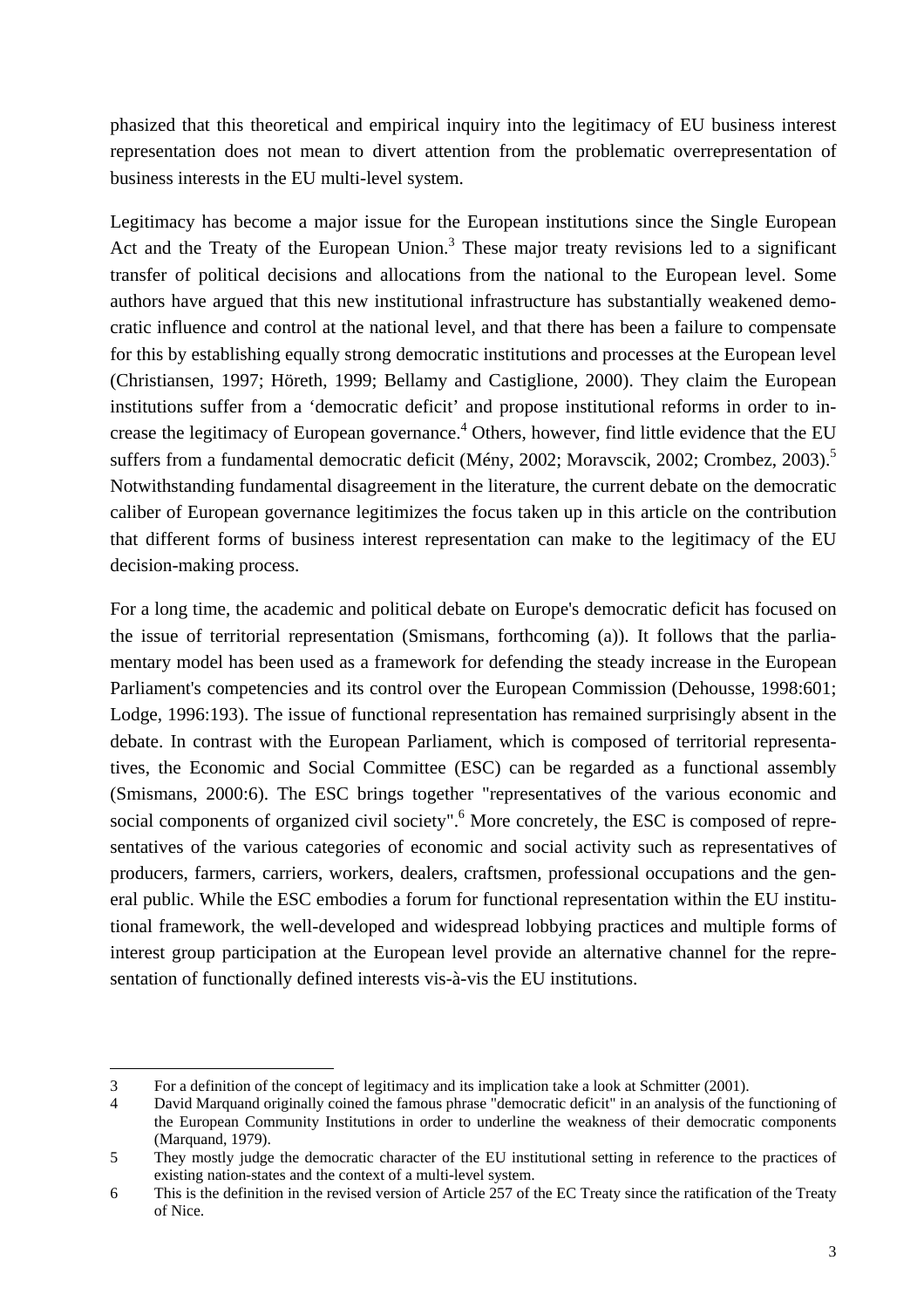phasized that this theoretical and empirical inquiry into the legitimacy of EU business interest representation does not mean to divert attention from the problematic overrepresentation of business interests in the EU multi-level system.

Legitimacy has become a major issue for the European institutions since the Single European Act and the Treaty of the European Union.[3] These major treaty revisions led to a significant transfer of political decisions and allocations from the national to the European level. Some authors have argued that this new institutional infrastructure has substantially weakened democratic influence and control at the national level, and that there has been a failure to compensate for this by establishing equally strong democratic institutions and processes at the European level (Christiansen, 1997; Höreth, 1999; Bellamy and Castiglione, 2000). They claim the European institutions suffer from a 'democratic deficit' and propose institutional reforms in order to increase the legitimacy of European governance.[4] Others, however, find little evidence that the EU suffers from a fundamental democratic deficit (Mény, 2002; Moravscik, 2002; Crombez, 2003).[5] Notwithstanding fundamental disagreement in the literature, the current debate on the democratic caliber of European governance legitimizes the focus taken up in this article on the contribution that different forms of business interest representation can make to the legitimacy of the EU decision-making process.

For a long time, the academic and political debate on Europe's democratic deficit has focused on the issue of territorial representation (Smismans, forthcoming (a)). It follows that the parliamentary model has been used as a framework for defending the steady increase in the European Parliament's competencies and its control over the European Commission (Dehousse, 1998:601; Lodge, 1996:193). The issue of functional representation has remained surprisingly absent in the debate. In contrast with the European Parliament, which is composed of territorial representatives, the Economic and Social Committee (ESC) can be regarded as a functional assembly (Smismans, 2000:6). The ESC brings together "representatives of the various economic and social components of organized civil society".[6] More concretely, the ESC is composed of representatives of the various categories of economic and social activity such as representatives of producers, farmers, carriers, workers, dealers, craftsmen, professional occupations and the general public. While the ESC embodies a forum for functional representation within the EU institutional framework, the well-developed and widespread lobbying practices and multiple forms of interest group participation at the European level provide an alternative channel for the representation of functionally defined interests vis-à-vis the EU institutions.

---

3 For a definition of the concept of legitimacy and its implication take a look at Schmitter (2001).

4 David Marquand originally coined the famous phrase "democratic deficit" in an analysis of the functioning of the European Community Institutions in order to underline the weakness of their democratic components (Marquand, 1979).

5 They mostly judge the democratic character of the EU institutional setting in reference to the practices of existing nation-states and the context of a multi-level system.

6 This is the definition in the revised version of Article 257 of the EC Treaty since the ratification of the Treaty of Nice.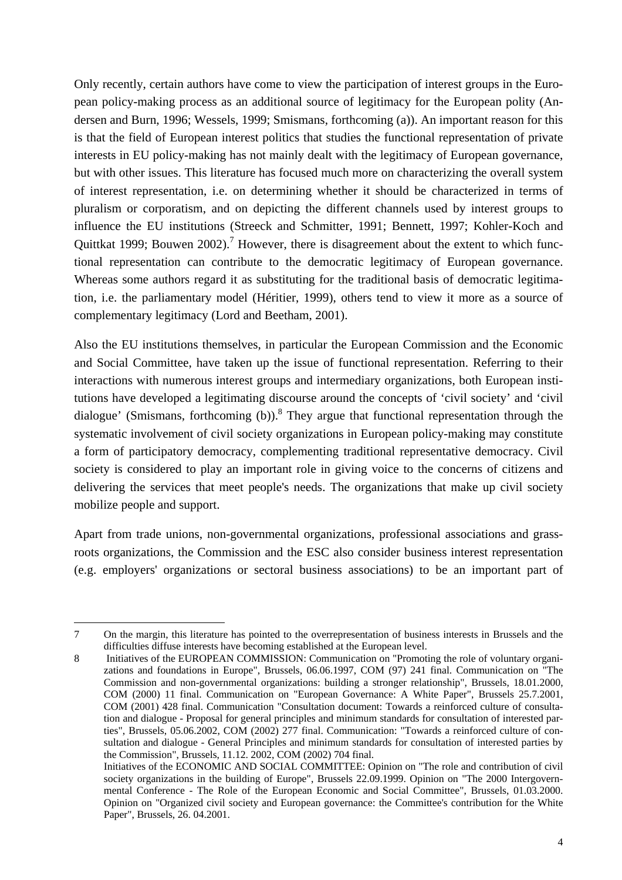Only recently, certain authors have come to view the participation of interest groups in the European policy-making process as an additional source of legitimacy for the European polity (Andersen and Burn, 1996; Wessels, 1999; Smismans, forthcoming (a)). An important reason for this is that the field of European interest politics that studies the functional representation of private interests in EU policy-making has not mainly dealt with the legitimacy of European governance, but with other issues. This literature has focused much more on characterizing the overall system of interest representation, i.e. on determining whether it should be characterized in terms of pluralism or corporatism, and on depicting the different channels used by interest groups to influence the EU institutions (Streeck and Schmitter, 1991; Bennett, 1997; Kohler-Koch and Quittkat 1999; Bouwen 2002).[7] However, there is disagreement about the extent to which functional representation can contribute to the democratic legitimacy of European governance. Whereas some authors regard it as substituting for the traditional basis of democratic legitimation, i.e. the parliamentary model (Héritier, 1999), others tend to view it more as a source of complementary legitimacy (Lord and Beetham, 2001).

Also the EU institutions themselves, in particular the European Commission and the Economic and Social Committee, have taken up the issue of functional representation. Referring to their interactions with numerous interest groups and intermediary organizations, both European institutions have developed a legitimating discourse around the concepts of 'civil society' and 'civil dialogue' (Smismans, forthcoming (b)).[8] They argue that functional representation through the systematic involvement of civil society organizations in European policy-making may constitute a form of participatory democracy, complementing traditional representative democracy. Civil society is considered to play an important role in giving voice to the concerns of citizens and delivering the services that meet people's needs. The organizations that make up civil society mobilize people and support.

Apart from trade unions, non-governmental organizations, professional associations and grassroots organizations, the Commission and the ESC also consider business interest representation (e.g. employers' organizations or sectoral business associations) to be an important part of

---

7 On the margin, this literature has pointed to the overrepresentation of business interests in Brussels and the difficulties diffuse interests have becoming established at the European level.

8 Initiatives of the EUROPEAN COMMISSION: Communication on "Promoting the role of voluntary organizations and foundations in Europe", Brussels, 06.06.1997, COM (97) 241 final. Communication on "The Commission and non-governmental organizations: building a stronger relationship", Brussels, 18.01.2000, COM (2000) 11 final. Communication on "European Governance: A White Paper", Brussels 25.7.2001, COM (2001) 428 final. Communication "Consultation document: Towards a reinforced culture of consultation and dialogue - Proposal for general principles and minimum standards for consultation of interested parties", Brussels, 05.06.2002, COM (2002) 277 final. Communication: "Towards a reinforced culture of consultation and dialogue - General Principles and minimum standards for consultation of interested parties by the Commission", Brussels, 11.12. 2002, COM (2002) 704 final.
Initiatives of the ECONOMIC AND SOCIAL COMMITTEE: Opinion on "The role and contribution of civil society organizations in the building of Europe", Brussels 22.09.1999. Opinion on "The 2000 Intergovernmental Conference - The Role of the European Economic and Social Committee", Brussels, 01.03.2000. Opinion on "Organized civil society and European governance: the Committee's contribution for the White Paper", Brussels, 26. 04.2001.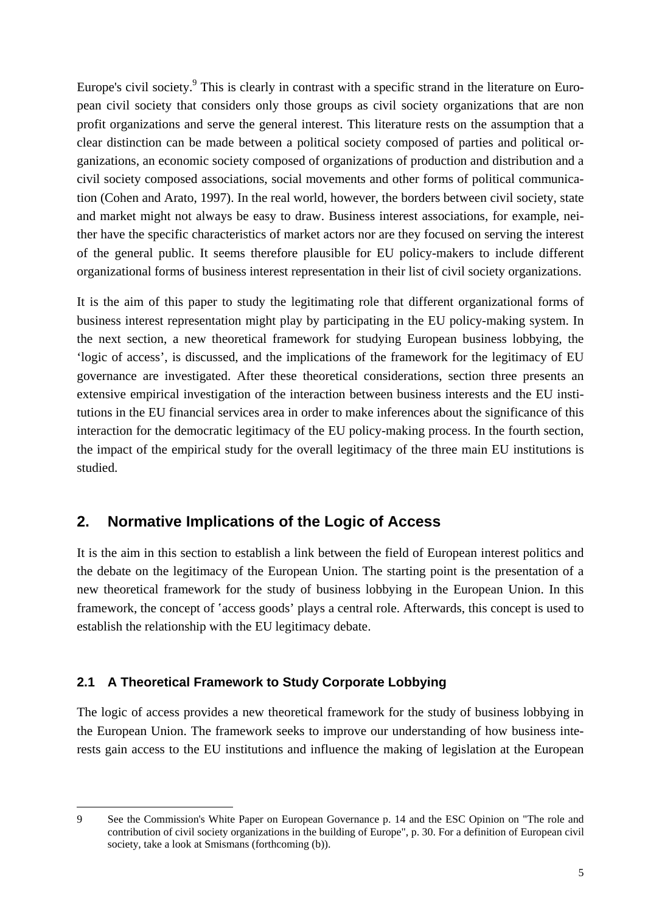Europe's civil society.[9] This is clearly in contrast with a specific strand in the literature on European civil society that considers only those groups as civil society organizations that are non profit organizations and serve the general interest. This literature rests on the assumption that a clear distinction can be made between a political society composed of parties and political organizations, an economic society composed of organizations of production and distribution and a civil society composed associations, social movements and other forms of political communication (Cohen and Arato, 1997). In the real world, however, the borders between civil society, state and market might not always be easy to draw. Business interest associations, for example, neither have the specific characteristics of market actors nor are they focused on serving the interest of the general public. It seems therefore plausible for EU policy-makers to include different organizational forms of business interest representation in their list of civil society organizations.

It is the aim of this paper to study the legitimating role that different organizational forms of business interest representation might play by participating in the EU policy-making system. In the next section, a new theoretical framework for studying European business lobbying, the 'logic of access', is discussed, and the implications of the framework for the legitimacy of EU governance are investigated. After these theoretical considerations, section three presents an extensive empirical investigation of the interaction between business interests and the EU institutions in the EU financial services area in order to make inferences about the significance of this interaction for the democratic legitimacy of the EU policy-making process. In the fourth section, the impact of the empirical study for the overall legitimacy of the three main EU institutions is studied.

## 2. Normative Implications of the Logic of Access

It is the aim in this section to establish a link between the field of European interest politics and the debate on the legitimacy of the European Union. The starting point is the presentation of a new theoretical framework for the study of business lobbying in the European Union. In this framework, the concept of 'access goods' plays a central role. Afterwards, this concept is used to establish the relationship with the EU legitimacy debate.

### 2.1 A Theoretical Framework to Study Corporate Lobbying

The logic of access provides a new theoretical framework for the study of business lobbying in the European Union. The framework seeks to improve our understanding of how business interests gain access to the EU institutions and influence the making of legislation at the European

---

9 See the Commission's White Paper on European Governance p. 14 and the ESC Opinion on "The role and contribution of civil society organizations in the building of Europe", p. 30. For a definition of European civil society, take a look at Smismans (forthcoming (b)).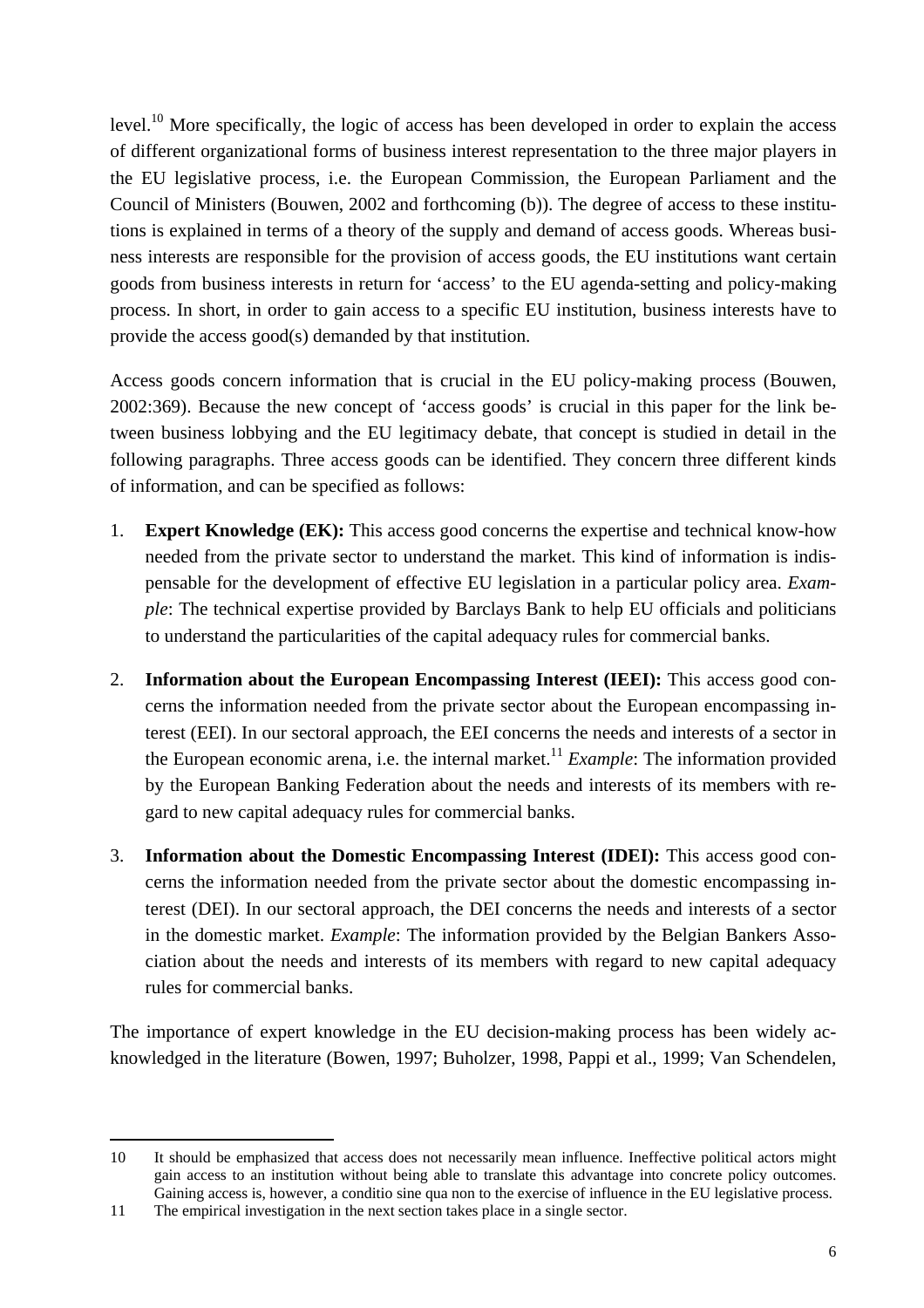level.[10] More specifically, the logic of access has been developed in order to explain the access of different organizational forms of business interest representation to the three major players in the EU legislative process, i.e. the European Commission, the European Parliament and the Council of Ministers (Bouwen, 2002 and forthcoming (b)). The degree of access to these institutions is explained in terms of a theory of the supply and demand of access goods. Whereas business interests are responsible for the provision of access goods, the EU institutions want certain goods from business interests in return for 'access' to the EU agenda-setting and policy-making process. In short, in order to gain access to a specific EU institution, business interests have to provide the access good(s) demanded by that institution.

Access goods concern information that is crucial in the EU policy-making process (Bouwen, 2002:369). Because the new concept of 'access goods' is crucial in this paper for the link between business lobbying and the EU legitimacy debate, that concept is studied in detail in the following paragraphs. Three access goods can be identified. They concern three different kinds of information, and can be specified as follows:

1. **Expert Knowledge (EK):** This access good concerns the expertise and technical know-how needed from the private sector to understand the market. This kind of information is indispensable for the development of effective EU legislation in a particular policy area. *Example*: The technical expertise provided by Barclays Bank to help EU officials and politicians to understand the particularities of the capital adequacy rules for commercial banks.

2. **Information about the European Encompassing Interest (IEEI):** This access good concerns the information needed from the private sector about the European encompassing interest (EEI). In our sectoral approach, the EEI concerns the needs and interests of a sector in the European economic arena, i.e. the internal market.[11] *Example*: The information provided by the European Banking Federation about the needs and interests of its members with regard to new capital adequacy rules for commercial banks.

3. **Information about the Domestic Encompassing Interest (IDEI):** This access good concerns the information needed from the private sector about the domestic encompassing interest (DEI). In our sectoral approach, the DEI concerns the needs and interests of a sector in the domestic market. *Example*: The information provided by the Belgian Bankers Association about the needs and interests of its members with regard to new capital adequacy rules for commercial banks.

The importance of expert knowledge in the EU decision-making process has been widely acknowledged in the literature (Bowen, 1997; Buholzer, 1998, Pappi et al., 1999; Van Schendelen,

---

10 It should be emphasized that access does not necessarily mean influence. Ineffective political actors might gain access to an institution without being able to translate this advantage into concrete policy outcomes. Gaining access is, however, a conditio sine qua non to the exercise of influence in the EU legislative process.

11 The empirical investigation in the next section takes place in a single sector.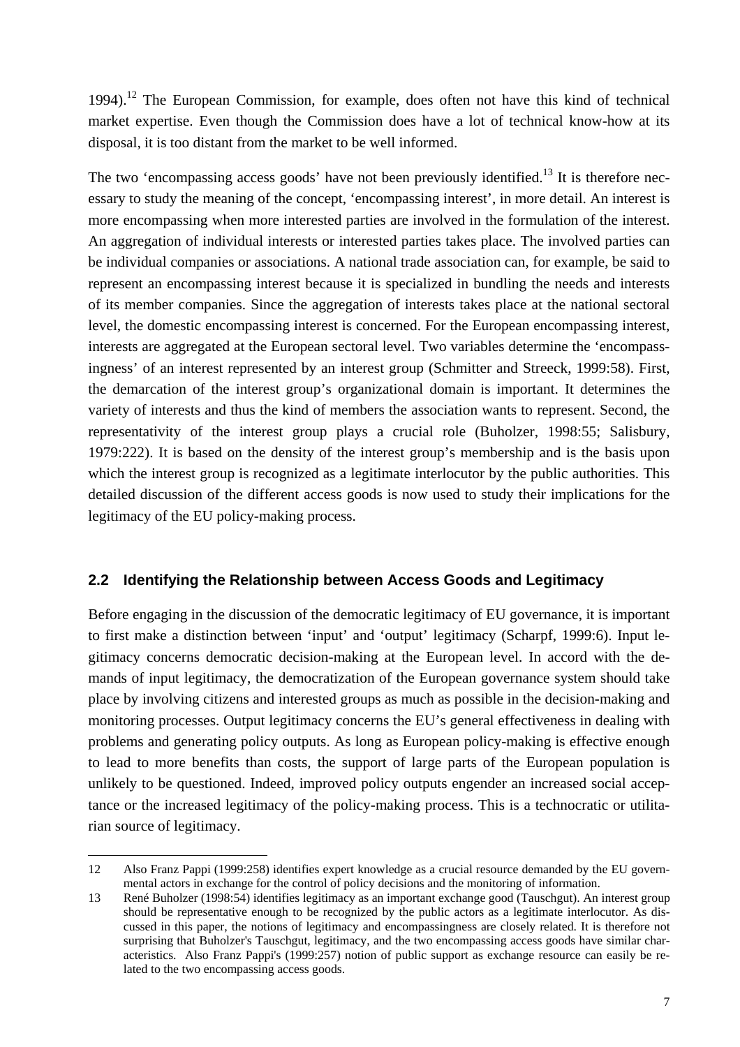1994).[12] The European Commission, for example, does often not have this kind of technical market expertise. Even though the Commission does have a lot of technical know-how at its disposal, it is too distant from the market to be well informed.

The two 'encompassing access goods' have not been previously identified.[13] It is therefore necessary to study the meaning of the concept, 'encompassing interest', in more detail. An interest is more encompassing when more interested parties are involved in the formulation of the interest. An aggregation of individual interests or interested parties takes place. The involved parties can be individual companies or associations. A national trade association can, for example, be said to represent an encompassing interest because it is specialized in bundling the needs and interests of its member companies. Since the aggregation of interests takes place at the national sectoral level, the domestic encompassing interest is concerned. For the European encompassing interest, interests are aggregated at the European sectoral level. Two variables determine the 'encompassingness' of an interest represented by an interest group (Schmitter and Streeck, 1999:58). First, the demarcation of the interest group's organizational domain is important. It determines the variety of interests and thus the kind of members the association wants to represent. Second, the representativity of the interest group plays a crucial role (Buholzer, 1998:55; Salisbury, 1979:222). It is based on the density of the interest group's membership and is the basis upon which the interest group is recognized as a legitimate interlocutor by the public authorities. This detailed discussion of the different access goods is now used to study their implications for the legitimacy of the EU policy-making process.

## 2.2 Identifying the Relationship between Access Goods and Legitimacy

Before engaging in the discussion of the democratic legitimacy of EU governance, it is important to first make a distinction between 'input' and 'output' legitimacy (Scharpf, 1999:6). Input legitimacy concerns democratic decision-making at the European level. In accord with the demands of input legitimacy, the democratization of the European governance system should take place by involving citizens and interested groups as much as possible in the decision-making and monitoring processes. Output legitimacy concerns the EU's general effectiveness in dealing with problems and generating policy outputs. As long as European policy-making is effective enough to lead to more benefits than costs, the support of large parts of the European population is unlikely to be questioned. Indeed, improved policy outputs engender an increased social acceptance or the increased legitimacy of the policy-making process. This is a technocratic or utilitarian source of legitimacy.

---

12 Also Franz Pappi (1999:258) identifies expert knowledge as a crucial resource demanded by the EU governmental actors in exchange for the control of policy decisions and the monitoring of information.

13 René Buholzer (1998:54) identifies legitimacy as an important exchange good (Tauschgut). An interest group should be representative enough to be recognized by the public actors as a legitimate interlocutor. As discussed in this paper, the notions of legitimacy and encompassingness are closely related. It is therefore not surprising that Buholzer's Tauschgut, legitimacy, and the two encompassing access goods have similar characteristics. Also Franz Pappi's (1999:257) notion of public support as exchange resource can easily be related to the two encompassing access goods.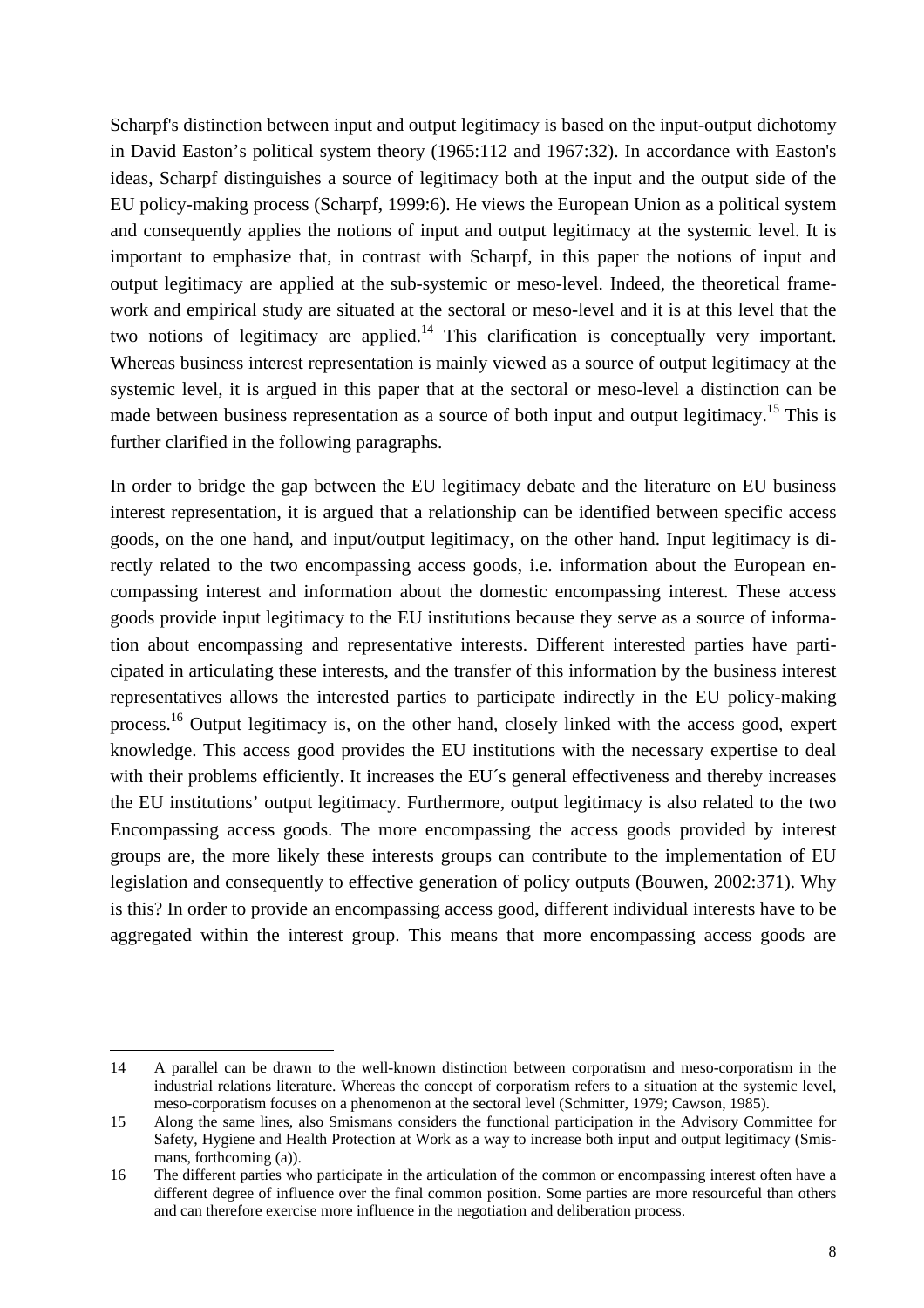Scharpf's distinction between input and output legitimacy is based on the input-output dichotomy in David Easton’s political system theory (1965:112 and 1967:32). In accordance with Easton's ideas, Scharpf distinguishes a source of legitimacy both at the input and the output side of the EU policy-making process (Scharpf, 1999:6). He views the European Union as a political system and consequently applies the notions of input and output legitimacy at the systemic level. It is important to emphasize that, in contrast with Scharpf, in this paper the notions of input and output legitimacy are applied at the sub-systemic or meso-level. Indeed, the theoretical framework and empirical study are situated at the sectoral or meso-level and it is at this level that the two notions of legitimacy are applied.[14] This clarification is conceptually very important. Whereas business interest representation is mainly viewed as a source of output legitimacy at the systemic level, it is argued in this paper that at the sectoral or meso-level a distinction can be made between business representation as a source of both input and output legitimacy.[15] This is further clarified in the following paragraphs.

In order to bridge the gap between the EU legitimacy debate and the literature on EU business interest representation, it is argued that a relationship can be identified between specific access goods, on the one hand, and input/output legitimacy, on the other hand. Input legitimacy is directly related to the two encompassing access goods, i.e. information about the European encompassing interest and information about the domestic encompassing interest. These access goods provide input legitimacy to the EU institutions because they serve as a source of information about encompassing and representative interests. Different interested parties have participated in articulating these interests, and the transfer of this information by the business interest representatives allows the interested parties to participate indirectly in the EU policy-making process.[16] Output legitimacy is, on the other hand, closely linked with the access good, expert knowledge. This access good provides the EU institutions with the necessary expertise to deal with their problems efficiently. It increases the EU´s general effectiveness and thereby increases the EU institutions’ output legitimacy. Furthermore, output legitimacy is also related to the two Encompassing access goods. The more encompassing the access goods provided by interest groups are, the more likely these interests groups can contribute to the implementation of EU legislation and consequently to effective generation of policy outputs (Bouwen, 2002:371). Why is this? In order to provide an encompassing access good, different individual interests have to be aggregated within the interest group. This means that more encompassing access goods are

---

14 A parallel can be drawn to the well-known distinction between corporatism and meso-corporatism in the industrial relations literature. Whereas the concept of corporatism refers to a situation at the systemic level, meso-corporatism focuses on a phenomenon at the sectoral level (Schmitter, 1979; Cawson, 1985).

15 Along the same lines, also Smismans considers the functional participation in the Advisory Committee for Safety, Hygiene and Health Protection at Work as a way to increase both input and output legitimacy (Smismans, forthcoming (a)).

16 The different parties who participate in the articulation of the common or encompassing interest often have a different degree of influence over the final common position. Some parties are more resourceful than others and can therefore exercise more influence in the negotiation and deliberation process.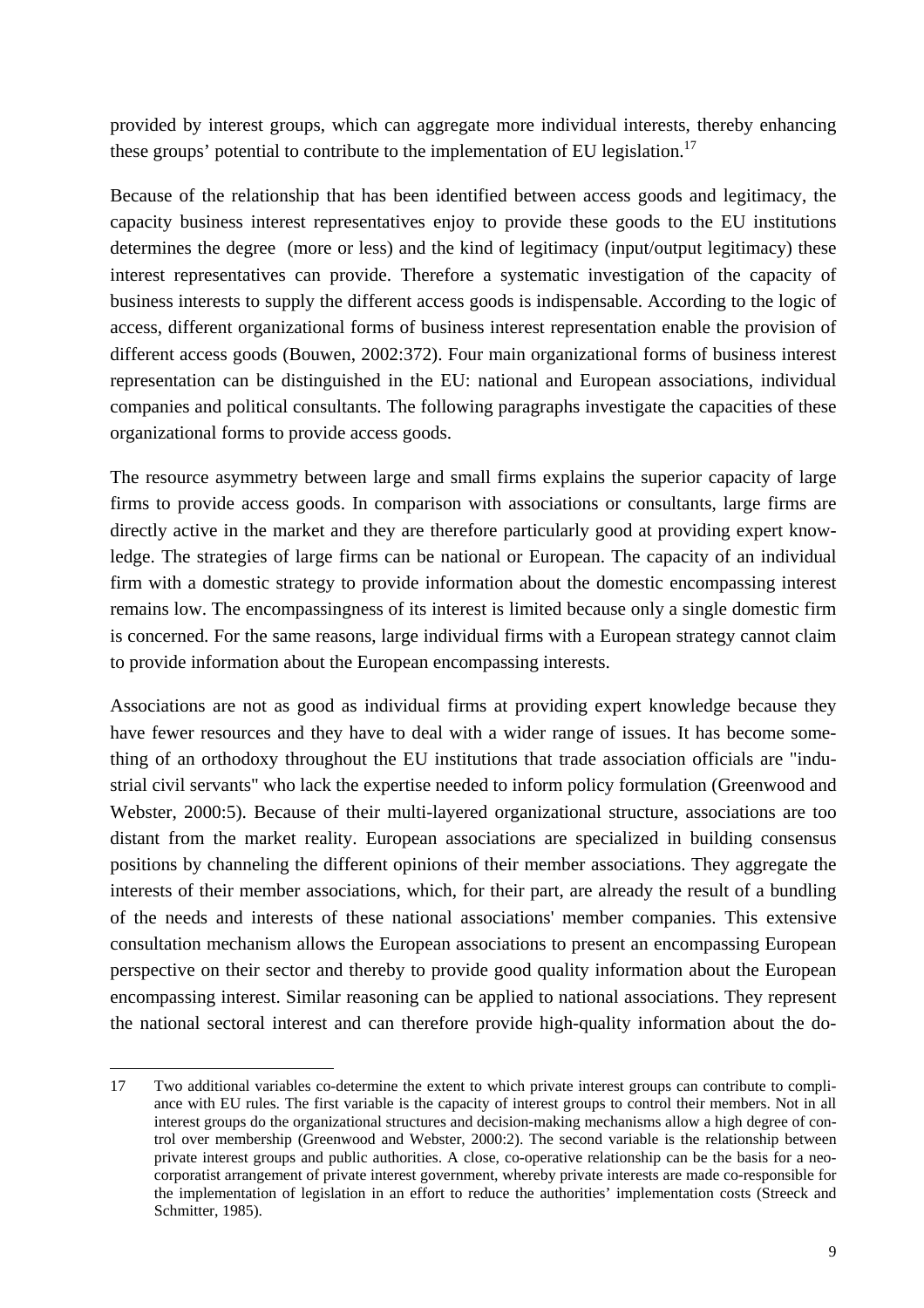provided by interest groups, which can aggregate more individual interests, thereby enhancing these groups' potential to contribute to the implementation of EU legislation.[17]

Because of the relationship that has been identified between access goods and legitimacy, the capacity business interest representatives enjoy to provide these goods to the EU institutions determines the degree (more or less) and the kind of legitimacy (input/output legitimacy) these interest representatives can provide. Therefore a systematic investigation of the capacity of business interests to supply the different access goods is indispensable. According to the logic of access, different organizational forms of business interest representation enable the provision of different access goods (Bouwen, 2002:372). Four main organizational forms of business interest representation can be distinguished in the EU: national and European associations, individual companies and political consultants. The following paragraphs investigate the capacities of these organizational forms to provide access goods.

The resource asymmetry between large and small firms explains the superior capacity of large firms to provide access goods. In comparison with associations or consultants, large firms are directly active in the market and they are therefore particularly good at providing expert knowledge. The strategies of large firms can be national or European. The capacity of an individual firm with a domestic strategy to provide information about the domestic encompassing interest remains low. The encompassingness of its interest is limited because only a single domestic firm is concerned. For the same reasons, large individual firms with a European strategy cannot claim to provide information about the European encompassing interests.

Associations are not as good as individual firms at providing expert knowledge because they have fewer resources and they have to deal with a wider range of issues. It has become something of an orthodoxy throughout the EU institutions that trade association officials are "industrial civil servants" who lack the expertise needed to inform policy formulation (Greenwood and Webster, 2000:5). Because of their multi-layered organizational structure, associations are too distant from the market reality. European associations are specialized in building consensus positions by channeling the different opinions of their member associations. They aggregate the interests of their member associations, which, for their part, are already the result of a bundling of the needs and interests of these national associations' member companies. This extensive consultation mechanism allows the European associations to present an encompassing European perspective on their sector and thereby to provide good quality information about the European encompassing interest. Similar reasoning can be applied to national associations. They represent the national sectoral interest and can therefore provide high-quality information about the do-

---

17 Two additional variables co-determine the extent to which private interest groups can contribute to compliance with EU rules. The first variable is the capacity of interest groups to control their members. Not in all interest groups do the organizational structures and decision-making mechanisms allow a high degree of control over membership (Greenwood and Webster, 2000:2). The second variable is the relationship between private interest groups and public authorities. A close, co-operative relationship can be the basis for a neo-corporatist arrangement of private interest government, whereby private interests are made co-responsible for the implementation of legislation in an effort to reduce the authorities' implementation costs (Streeck and Schmitter, 1985).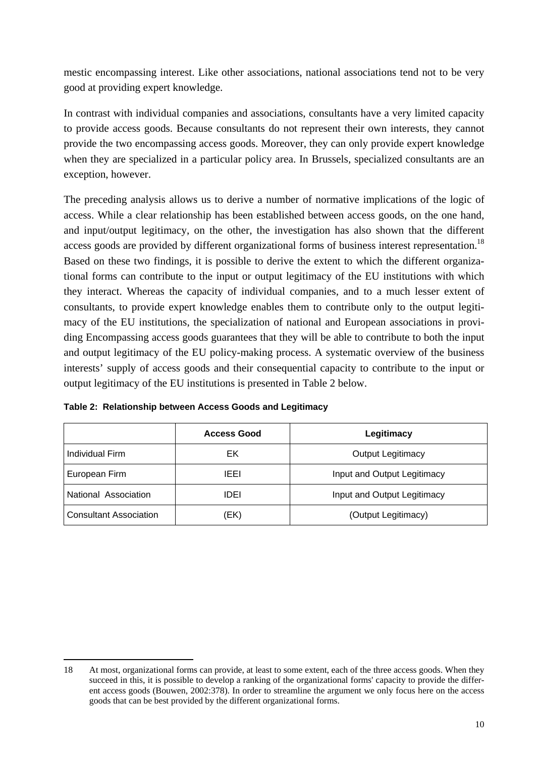mestic encompassing interest. Like other associations, national associations tend not to be very good at providing expert knowledge.

In contrast with individual companies and associations, consultants have a very limited capacity to provide access goods. Because consultants do not represent their own interests, they cannot provide the two encompassing access goods. Moreover, they can only provide expert knowledge when they are specialized in a particular policy area. In Brussels, specialized consultants are an exception, however.

The preceding analysis allows us to derive a number of normative implications of the logic of access. While a clear relationship has been established between access goods, on the one hand, and input/output legitimacy, on the other, the investigation has also shown that the different access goods are provided by different organizational forms of business interest representation.[18] Based on these two findings, it is possible to derive the extent to which the different organizational forms can contribute to the input or output legitimacy of the EU institutions with which they interact. Whereas the capacity of individual companies, and to a much lesser extent of consultants, to provide expert knowledge enables them to contribute only to the output legitimacy of the EU institutions, the specialization of national and European associations in providing Encompassing access goods guarantees that they will be able to contribute to both the input and output legitimacy of the EU policy-making process. A systematic overview of the business interests' supply of access goods and their consequential capacity to contribute to the input or output legitimacy of the EU institutions is presented in Table 2 below.

**Table 2: Relationship between Access Goods and Legitimacy**

| | Access Good | Legitimacy |
|---|---|---|
| Individual Firm | EK | Output Legitimacy |
| European Firm | IEEI | Input and Output Legitimacy |
| National Association | IDEI | Input and Output Legitimacy |
| Consultant Association | (EK) | (Output Legitimacy) |

18 At most, organizational forms can provide, at least to some extent, each of the three access goods. When they succeed in this, it is possible to develop a ranking of the organizational forms' capacity to provide the different access goods (Bouwen, 2002:378). In order to streamline the argument we only focus here on the access goods that can be best provided by the different organizational forms.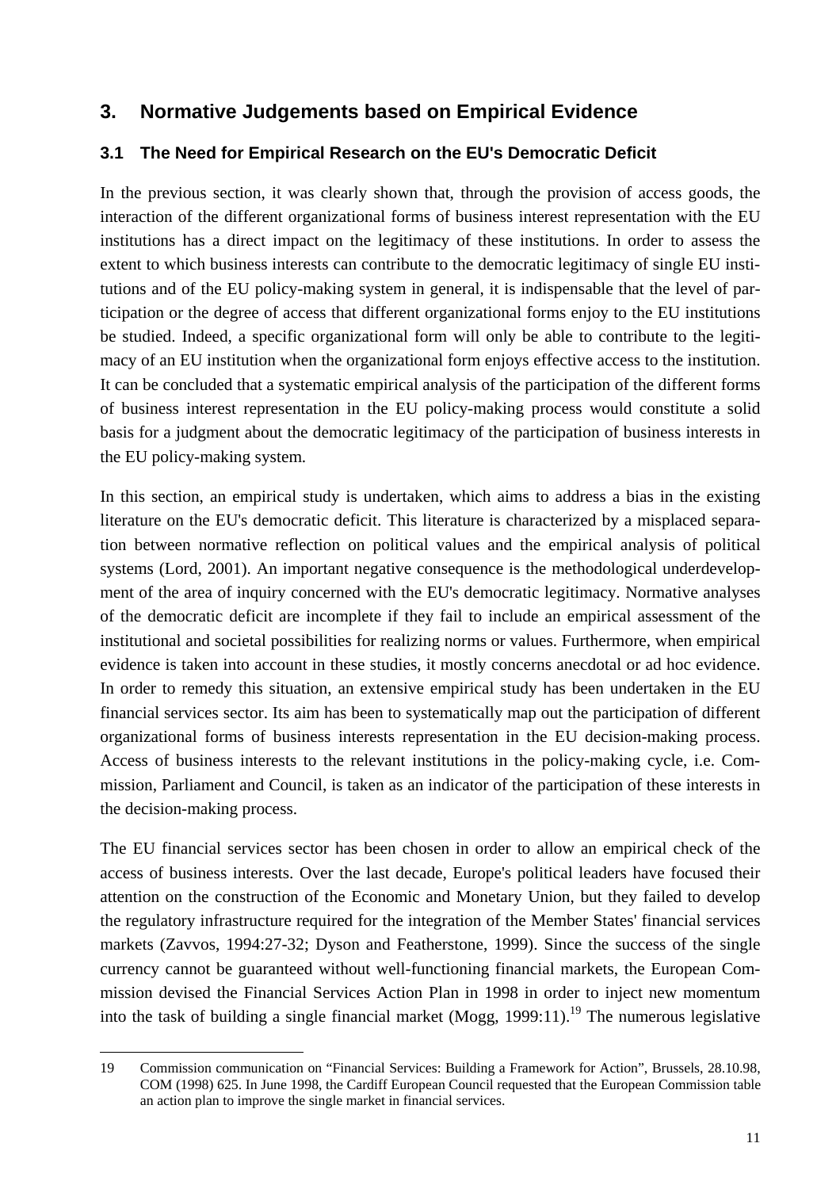## 3. Normative Judgements based on Empirical Evidence

### 3.1 The Need for Empirical Research on the EU's Democratic Deficit

In the previous section, it was clearly shown that, through the provision of access goods, the interaction of the different organizational forms of business interest representation with the EU institutions has a direct impact on the legitimacy of these institutions. In order to assess the extent to which business interests can contribute to the democratic legitimacy of single EU institutions and of the EU policy-making system in general, it is indispensable that the level of participation or the degree of access that different organizational forms enjoy to the EU institutions be studied. Indeed, a specific organizational form will only be able to contribute to the legitimacy of an EU institution when the organizational form enjoys effective access to the institution. It can be concluded that a systematic empirical analysis of the participation of the different forms of business interest representation in the EU policy-making process would constitute a solid basis for a judgment about the democratic legitimacy of the participation of business interests in the EU policy-making system.

In this section, an empirical study is undertaken, which aims to address a bias in the existing literature on the EU's democratic deficit. This literature is characterized by a misplaced separation between normative reflection on political values and the empirical analysis of political systems (Lord, 2001). An important negative consequence is the methodological underdevelopment of the area of inquiry concerned with the EU's democratic legitimacy. Normative analyses of the democratic deficit are incomplete if they fail to include an empirical assessment of the institutional and societal possibilities for realizing norms or values. Furthermore, when empirical evidence is taken into account in these studies, it mostly concerns anecdotal or ad hoc evidence. In order to remedy this situation, an extensive empirical study has been undertaken in the EU financial services sector. Its aim has been to systematically map out the participation of different organizational forms of business interests representation in the EU decision-making process. Access of business interests to the relevant institutions in the policy-making cycle, i.e. Commission, Parliament and Council, is taken as an indicator of the participation of these interests in the decision-making process.

The EU financial services sector has been chosen in order to allow an empirical check of the access of business interests. Over the last decade, Europe's political leaders have focused their attention on the construction of the Economic and Monetary Union, but they failed to develop the regulatory infrastructure required for the integration of the Member States' financial services markets (Zavvos, 1994:27-32; Dyson and Featherstone, 1999). Since the success of the single currency cannot be guaranteed without well-functioning financial markets, the European Commission devised the Financial Services Action Plan in 1998 in order to inject new momentum into the task of building a single financial market (Mogg, 1999:11).[19] The numerous legislative

19 Commission communication on "Financial Services: Building a Framework for Action", Brussels, 28.10.98, COM (1998) 625. In June 1998, the Cardiff European Council requested that the European Commission table an action plan to improve the single market in financial services.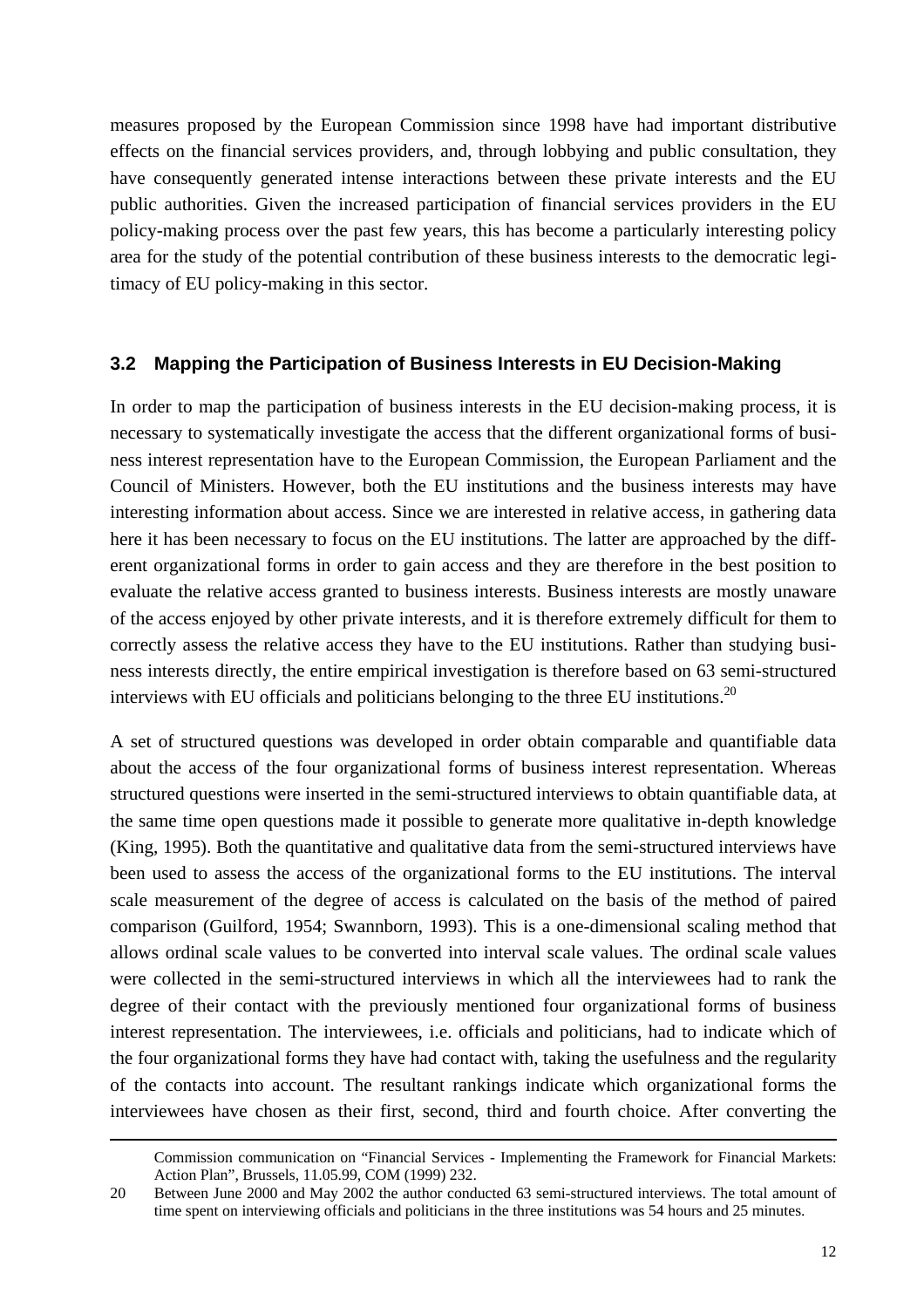measures proposed by the European Commission since 1998 have had important distributive effects on the financial services providers, and, through lobbying and public consultation, they have consequently generated intense interactions between these private interests and the EU public authorities. Given the increased participation of financial services providers in the EU policy-making process over the past few years, this has become a particularly interesting policy area for the study of the potential contribution of these business interests to the democratic legitimacy of EU policy-making in this sector.

### 3.2 Mapping the Participation of Business Interests in EU Decision-Making

In order to map the participation of business interests in the EU decision-making process, it is necessary to systematically investigate the access that the different organizational forms of business interest representation have to the European Commission, the European Parliament and the Council of Ministers. However, both the EU institutions and the business interests may have interesting information about access. Since we are interested in relative access, in gathering data here it has been necessary to focus on the EU institutions. The latter are approached by the different organizational forms in order to gain access and they are therefore in the best position to evaluate the relative access granted to business interests. Business interests are mostly unaware of the access enjoyed by other private interests, and it is therefore extremely difficult for them to correctly assess the relative access they have to the EU institutions. Rather than studying business interests directly, the entire empirical investigation is therefore based on 63 semi-structured interviews with EU officials and politicians belonging to the three EU institutions.[20]

A set of structured questions was developed in order obtain comparable and quantifiable data about the access of the four organizational forms of business interest representation. Whereas structured questions were inserted in the semi-structured interviews to obtain quantifiable data, at the same time open questions made it possible to generate more qualitative in-depth knowledge (King, 1995). Both the quantitative and qualitative data from the semi-structured interviews have been used to assess the access of the organizational forms to the EU institutions. The interval scale measurement of the degree of access is calculated on the basis of the method of paired comparison (Guilford, 1954; Swannborn, 1993). This is a one-dimensional scaling method that allows ordinal scale values to be converted into interval scale values. The ordinal scale values were collected in the semi-structured interviews in which all the interviewees had to rank the degree of their contact with the previously mentioned four organizational forms of business interest representation. The interviewees, i.e. officials and politicians, had to indicate which of the four organizational forms they have had contact with, taking the usefulness and the regularity of the contacts into account. The resultant rankings indicate which organizational forms the interviewees have chosen as their first, second, third and fourth choice. After converting the

---

Commission communication on "Financial Services - Implementing the Framework for Financial Markets: Action Plan", Brussels, 11.05.99, COM (1999) 232.

20 Between June 2000 and May 2002 the author conducted 63 semi-structured interviews. The total amount of time spent on interviewing officials and politicians in the three institutions was 54 hours and 25 minutes.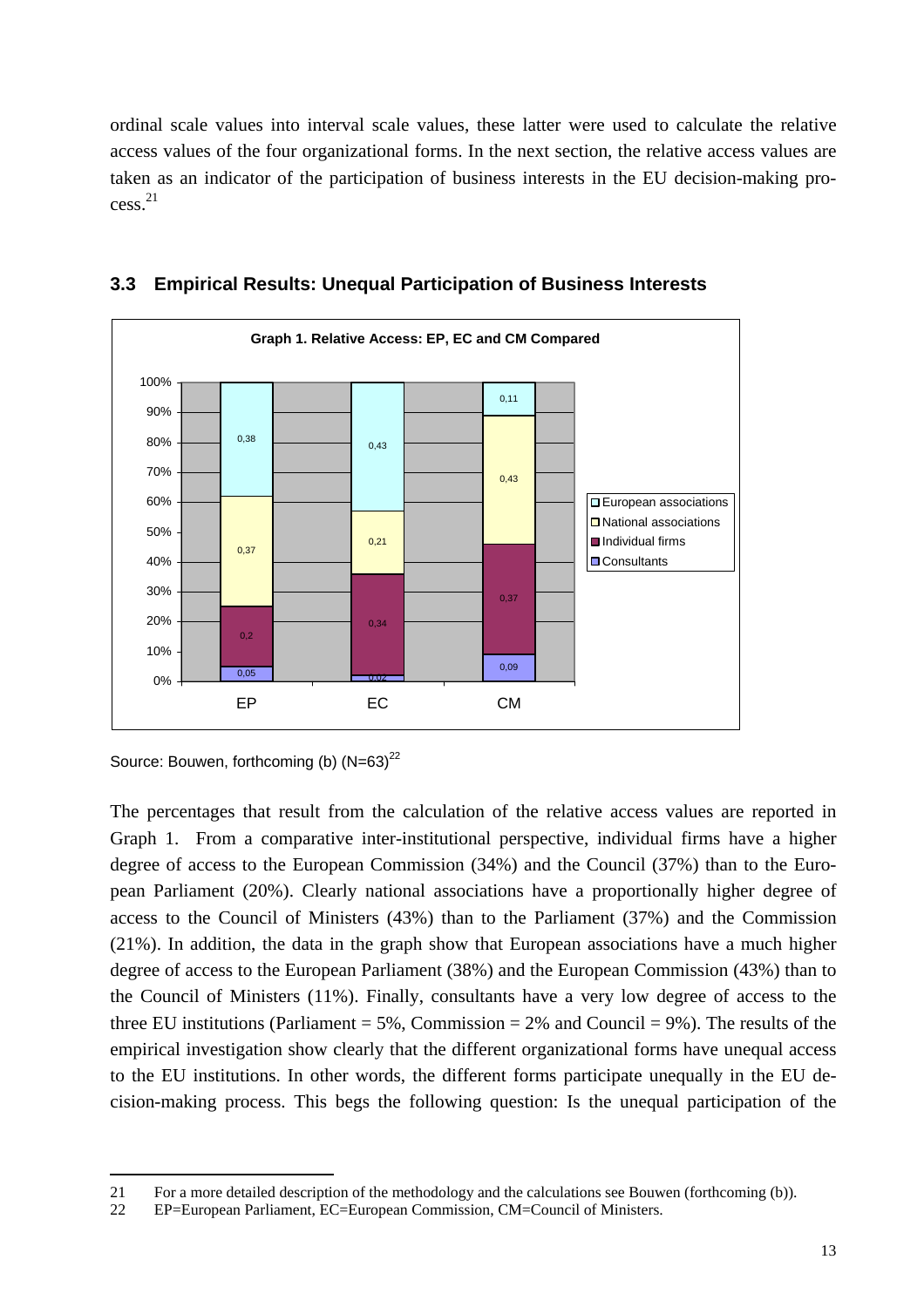ordinal scale values into interval scale values, these latter were used to calculate the relative access values of the four organizational forms. In the next section, the relative access values are taken as an indicator of the participation of business interests in the EU decision-making process.[21]

### 3.3 Empirical Results: Unequal Participation of Business Interests

**Graph 1. Relative Access: EP, EC and CM Compared**

| | EP | EC | CM |
|---|---|---|---|
| European associations | 0,38 | 0,43 | 0,11 |
| National associations | 0,37 | 0,21 | 0,43 |
| Individual firms | 0,2 | 0,34 | 0,37 |
| Consultants | 0,05 | 0,02 | 0,09 |

Source: Bouwen, forthcoming (b) (N=63)[22]

The percentages that result from the calculation of the relative access values are reported in Graph 1. From a comparative inter-institutional perspective, individual firms have a higher degree of access to the European Commission (34%) and the Council (37%) than to the European Parliament (20%). Clearly national associations have a proportionally higher degree of access to the Council of Ministers (43%) than to the Parliament (37%) and the Commission (21%). In addition, the data in the graph show that European associations have a much higher degree of access to the European Parliament (38%) and the European Commission (43%) than to the Council of Ministers (11%). Finally, consultants have a very low degree of access to the three EU institutions (Parliament = 5%, Commission = 2% and Council = 9%). The results of the empirical investigation show clearly that the different organizational forms have unequal access to the EU institutions. In other words, the different forms participate unequally in the EU decision-making process. This begs the following question: Is the unequal participation of the

---

21 For a more detailed description of the methodology and the calculations see Bouwen (forthcoming (b)).

22 EP=European Parliament, EC=European Commission, CM=Council of Ministers.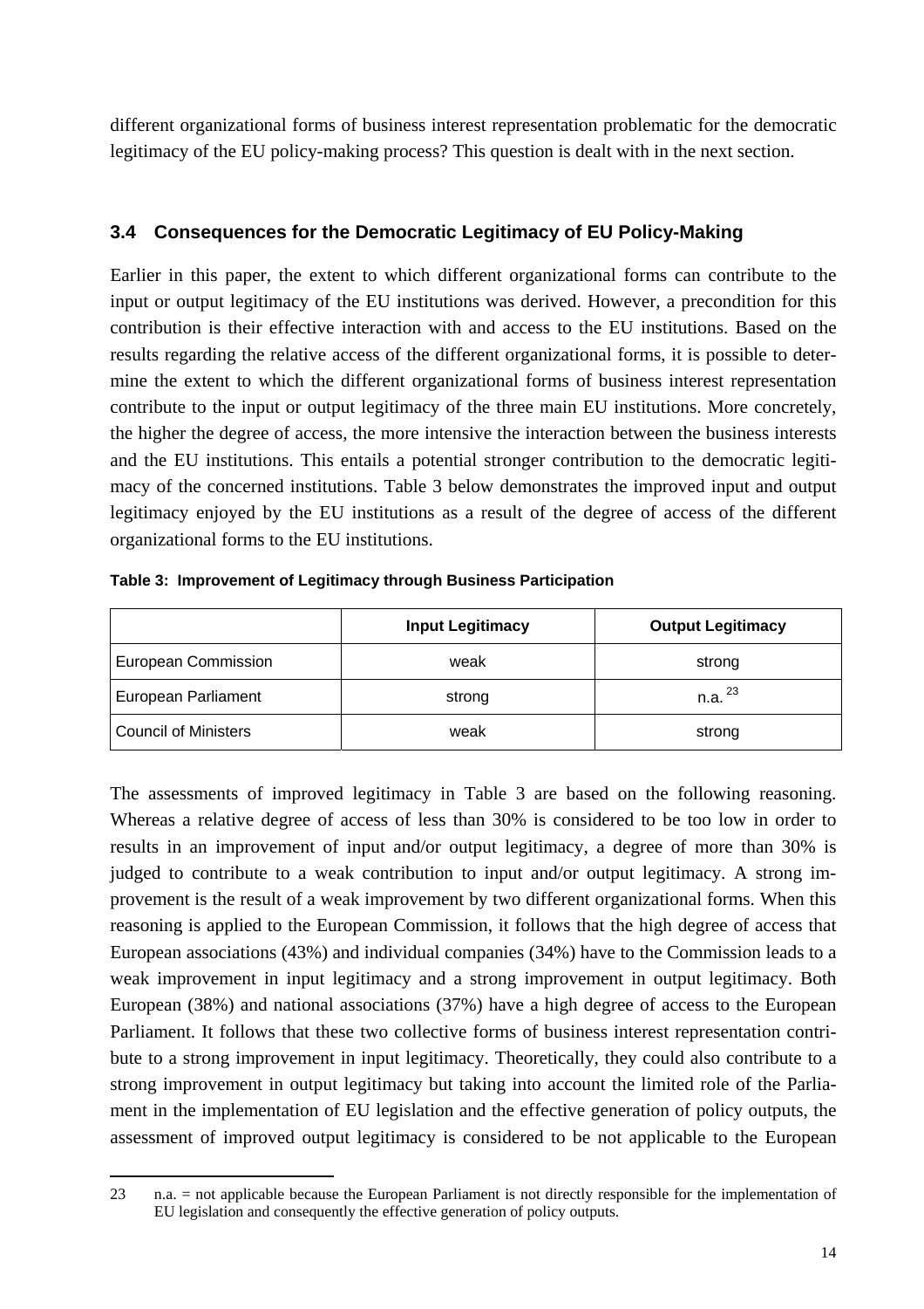different organizational forms of business interest representation problematic for the democratic legitimacy of the EU policy-making process? This question is dealt with in the next section.

### 3.4 Consequences for the Democratic Legitimacy of EU Policy-Making

Earlier in this paper, the extent to which different organizational forms can contribute to the input or output legitimacy of the EU institutions was derived. However, a precondition for this contribution is their effective interaction with and access to the EU institutions. Based on the results regarding the relative access of the different organizational forms, it is possible to determine the extent to which the different organizational forms of business interest representation contribute to the input or output legitimacy of the three main EU institutions. More concretely, the higher the degree of access, the more intensive the interaction between the business interests and the EU institutions. This entails a potential stronger contribution to the democratic legitimacy of the concerned institutions. Table 3 below demonstrates the improved input and output legitimacy enjoyed by the EU institutions as a result of the degree of access of the different organizational forms to the EU institutions.

**Table 3: Improvement of Legitimacy through Business Participation**

| | Input Legitimacy | Output Legitimacy |
|---|---|---|
| European Commission | weak | strong |
| European Parliament | strong | n.a. [23] |
| Council of Ministers | weak | strong |

The assessments of improved legitimacy in Table 3 are based on the following reasoning. Whereas a relative degree of access of less than 30% is considered to be too low in order to results in an improvement of input and/or output legitimacy, a degree of more than 30% is judged to contribute to a weak contribution to input and/or output legitimacy. A strong improvement is the result of a weak improvement by two different organizational forms. When this reasoning is applied to the European Commission, it follows that the high degree of access that European associations (43%) and individual companies (34%) have to the Commission leads to a weak improvement in input legitimacy and a strong improvement in output legitimacy. Both European (38%) and national associations (37%) have a high degree of access to the European Parliament. It follows that these two collective forms of business interest representation contribute to a strong improvement in input legitimacy. Theoretically, they could also contribute to a strong improvement in output legitimacy but taking into account the limited role of the Parliament in the implementation of EU legislation and the effective generation of policy outputs, the assessment of improved output legitimacy is considered to be not applicable to the European

---

23 n.a. = not applicable because the European Parliament is not directly responsible for the implementation of EU legislation and consequently the effective generation of policy outputs.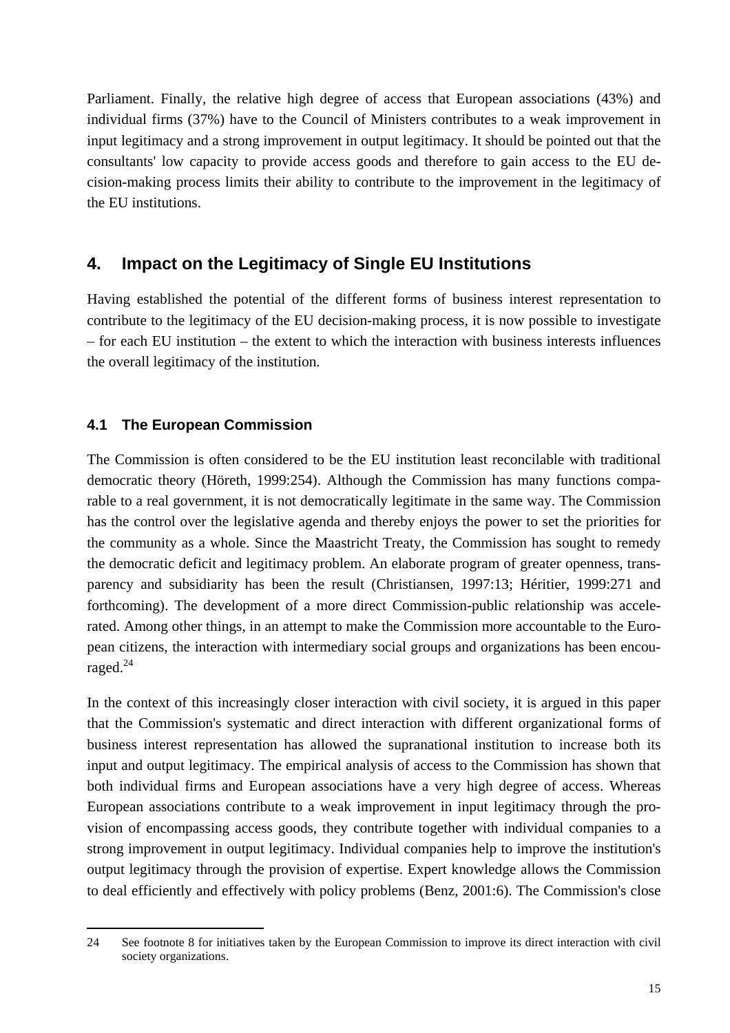Parliament. Finally, the relative high degree of access that European associations (43%) and individual firms (37%) have to the Council of Ministers contributes to a weak improvement in input legitimacy and a strong improvement in output legitimacy. It should be pointed out that the consultants' low capacity to provide access goods and therefore to gain access to the EU decision-making process limits their ability to contribute to the improvement in the legitimacy of the EU institutions.

## 4. Impact on the Legitimacy of Single EU Institutions

Having established the potential of the different forms of business interest representation to contribute to the legitimacy of the EU decision-making process, it is now possible to investigate – for each EU institution – the extent to which the interaction with business interests influences the overall legitimacy of the institution.

### 4.1 The European Commission

The Commission is often considered to be the EU institution least reconcilable with traditional democratic theory (Höreth, 1999:254). Although the Commission has many functions comparable to a real government, it is not democratically legitimate in the same way. The Commission has the control over the legislative agenda and thereby enjoys the power to set the priorities for the community as a whole. Since the Maastricht Treaty, the Commission has sought to remedy the democratic deficit and legitimacy problem. An elaborate program of greater openness, transparency and subsidiarity has been the result (Christiansen, 1997:13; Héritier, 1999:271 and forthcoming). The development of a more direct Commission-public relationship was accelerated. Among other things, in an attempt to make the Commission more accountable to the European citizens, the interaction with intermediary social groups and organizations has been encouraged.[24]

In the context of this increasingly closer interaction with civil society, it is argued in this paper that the Commission's systematic and direct interaction with different organizational forms of business interest representation has allowed the supranational institution to increase both its input and output legitimacy. The empirical analysis of access to the Commission has shown that both individual firms and European associations have a very high degree of access. Whereas European associations contribute to a weak improvement in input legitimacy through the provision of encompassing access goods, they contribute together with individual companies to a strong improvement in output legitimacy. Individual companies help to improve the institution's output legitimacy through the provision of expertise. Expert knowledge allows the Commission to deal efficiently and effectively with policy problems (Benz, 2001:6). The Commission's close

---

24 See footnote 8 for initiatives taken by the European Commission to improve its direct interaction with civil society organizations.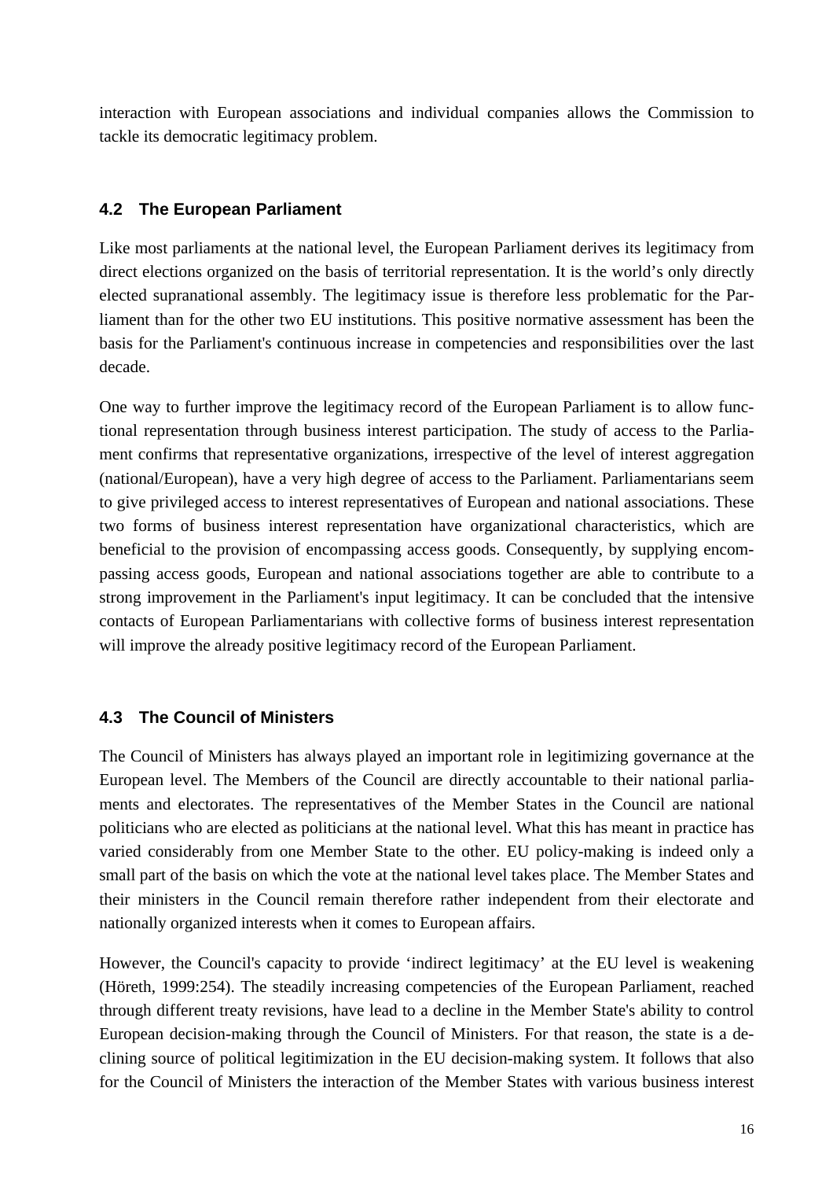interaction with European associations and individual companies allows the Commission to tackle its democratic legitimacy problem.

## 4.2 The European Parliament

Like most parliaments at the national level, the European Parliament derives its legitimacy from direct elections organized on the basis of territorial representation. It is the world's only directly elected supranational assembly. The legitimacy issue is therefore less problematic for the Parliament than for the other two EU institutions. This positive normative assessment has been the basis for the Parliament's continuous increase in competencies and responsibilities over the last decade.

One way to further improve the legitimacy record of the European Parliament is to allow functional representation through business interest participation. The study of access to the Parliament confirms that representative organizations, irrespective of the level of interest aggregation (national/European), have a very high degree of access to the Parliament. Parliamentarians seem to give privileged access to interest representatives of European and national associations. These two forms of business interest representation have organizational characteristics, which are beneficial to the provision of encompassing access goods. Consequently, by supplying encompassing access goods, European and national associations together are able to contribute to a strong improvement in the Parliament's input legitimacy. It can be concluded that the intensive contacts of European Parliamentarians with collective forms of business interest representation will improve the already positive legitimacy record of the European Parliament.

## 4.3 The Council of Ministers

The Council of Ministers has always played an important role in legitimizing governance at the European level. The Members of the Council are directly accountable to their national parliaments and electorates. The representatives of the Member States in the Council are national politicians who are elected as politicians at the national level. What this has meant in practice has varied considerably from one Member State to the other. EU policy-making is indeed only a small part of the basis on which the vote at the national level takes place. The Member States and their ministers in the Council remain therefore rather independent from their electorate and nationally organized interests when it comes to European affairs.

However, the Council's capacity to provide 'indirect legitimacy' at the EU level is weakening (Höreth, 1999:254). The steadily increasing competencies of the European Parliament, reached through different treaty revisions, have lead to a decline in the Member State's ability to control European decision-making through the Council of Ministers. For that reason, the state is a declining source of political legitimization in the EU decision-making system. It follows that also for the Council of Ministers the interaction of the Member States with various business interest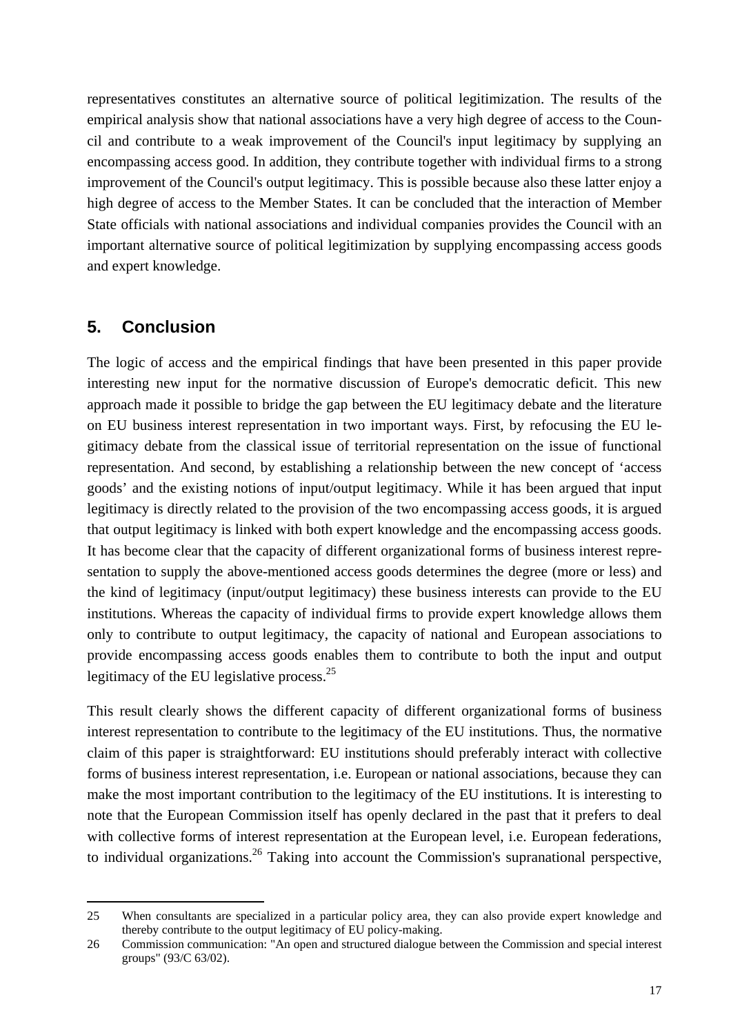representatives constitutes an alternative source of political legitimization. The results of the empirical analysis show that national associations have a very high degree of access to the Council and contribute to a weak improvement of the Council's input legitimacy by supplying an encompassing access good. In addition, they contribute together with individual firms to a strong improvement of the Council's output legitimacy. This is possible because also these latter enjoy a high degree of access to the Member States. It can be concluded that the interaction of Member State officials with national associations and individual companies provides the Council with an important alternative source of political legitimization by supplying encompassing access goods and expert knowledge.

## 5. Conclusion

The logic of access and the empirical findings that have been presented in this paper provide interesting new input for the normative discussion of Europe's democratic deficit. This new approach made it possible to bridge the gap between the EU legitimacy debate and the literature on EU business interest representation in two important ways. First, by refocusing the EU legitimacy debate from the classical issue of territorial representation on the issue of functional representation. And second, by establishing a relationship between the new concept of 'access goods' and the existing notions of input/output legitimacy. While it has been argued that input legitimacy is directly related to the provision of the two encompassing access goods, it is argued that output legitimacy is linked with both expert knowledge and the encompassing access goods. It has become clear that the capacity of different organizational forms of business interest representation to supply the above-mentioned access goods determines the degree (more or less) and the kind of legitimacy (input/output legitimacy) these business interests can provide to the EU institutions. Whereas the capacity of individual firms to provide expert knowledge allows them only to contribute to output legitimacy, the capacity of national and European associations to provide encompassing access goods enables them to contribute to both the input and output legitimacy of the EU legislative process.[25]

This result clearly shows the different capacity of different organizational forms of business interest representation to contribute to the legitimacy of the EU institutions. Thus, the normative claim of this paper is straightforward: EU institutions should preferably interact with collective forms of business interest representation, i.e. European or national associations, because they can make the most important contribution to the legitimacy of the EU institutions. It is interesting to note that the European Commission itself has openly declared in the past that it prefers to deal with collective forms of interest representation at the European level, i.e. European federations, to individual organizations.[26] Taking into account the Commission's supranational perspective,

---

25 When consultants are specialized in a particular policy area, they can also provide expert knowledge and thereby contribute to the output legitimacy of EU policy-making.

26 Commission communication: "An open and structured dialogue between the Commission and special interest groups" (93/C 63/02).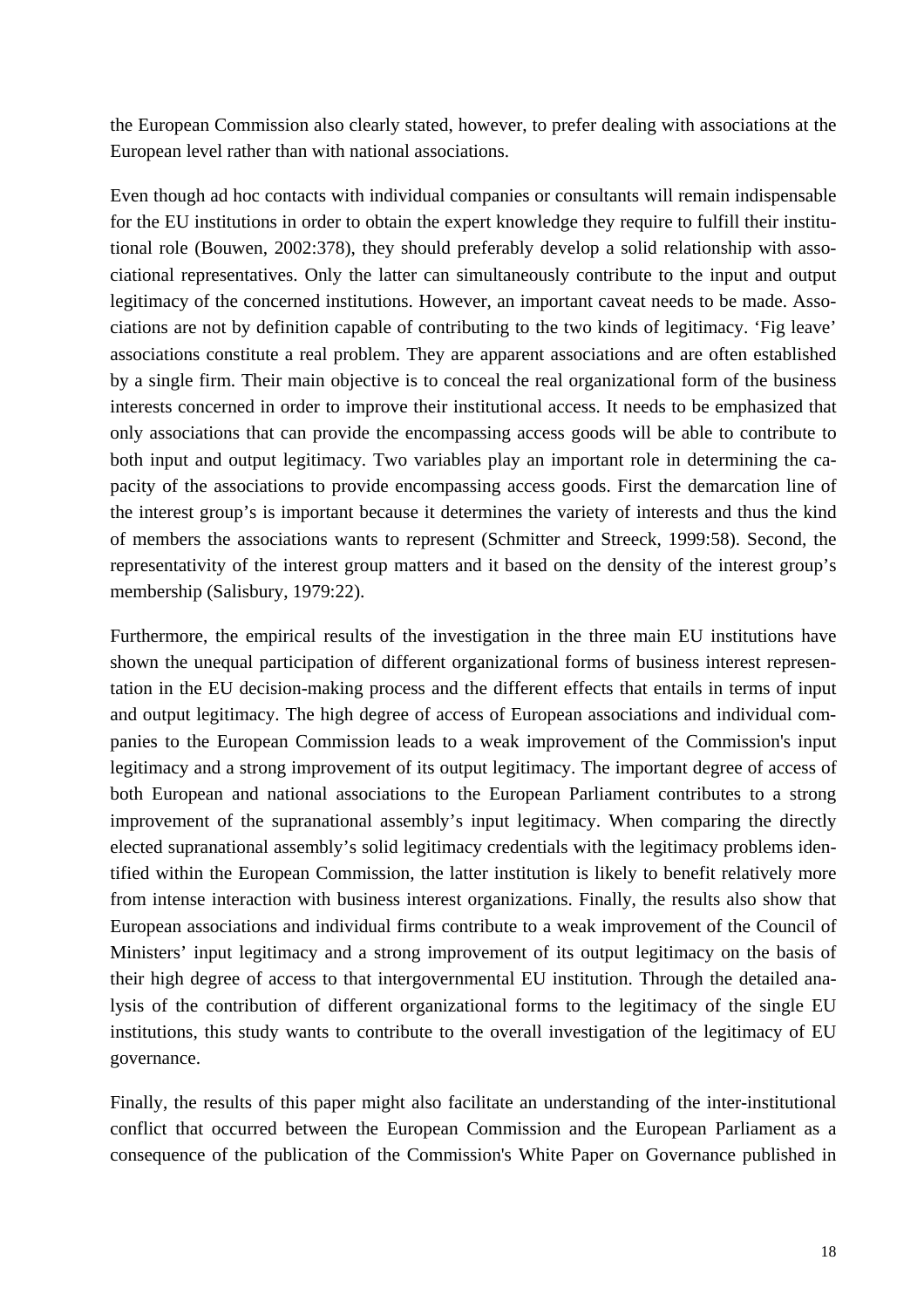the European Commission also clearly stated, however, to prefer dealing with associations at the European level rather than with national associations.

Even though ad hoc contacts with individual companies or consultants will remain indispensable for the EU institutions in order to obtain the expert knowledge they require to fulfill their institutional role (Bouwen, 2002:378), they should preferably develop a solid relationship with associational representatives. Only the latter can simultaneously contribute to the input and output legitimacy of the concerned institutions. However, an important caveat needs to be made. Associations are not by definition capable of contributing to the two kinds of legitimacy. 'Fig leave' associations constitute a real problem. They are apparent associations and are often established by a single firm. Their main objective is to conceal the real organizational form of the business interests concerned in order to improve their institutional access. It needs to be emphasized that only associations that can provide the encompassing access goods will be able to contribute to both input and output legitimacy. Two variables play an important role in determining the capacity of the associations to provide encompassing access goods. First the demarcation line of the interest group's is important because it determines the variety of interests and thus the kind of members the associations wants to represent (Schmitter and Streeck, 1999:58). Second, the representativity of the interest group matters and it based on the density of the interest group's membership (Salisbury, 1979:22).

Furthermore, the empirical results of the investigation in the three main EU institutions have shown the unequal participation of different organizational forms of business interest representation in the EU decision-making process and the different effects that entails in terms of input and output legitimacy. The high degree of access of European associations and individual companies to the European Commission leads to a weak improvement of the Commission's input legitimacy and a strong improvement of its output legitimacy. The important degree of access of both European and national associations to the European Parliament contributes to a strong improvement of the supranational assembly's input legitimacy. When comparing the directly elected supranational assembly's solid legitimacy credentials with the legitimacy problems identified within the European Commission, the latter institution is likely to benefit relatively more from intense interaction with business interest organizations. Finally, the results also show that European associations and individual firms contribute to a weak improvement of the Council of Ministers' input legitimacy and a strong improvement of its output legitimacy on the basis of their high degree of access to that intergovernmental EU institution. Through the detailed analysis of the contribution of different organizational forms to the legitimacy of the single EU institutions, this study wants to contribute to the overall investigation of the legitimacy of EU governance.

Finally, the results of this paper might also facilitate an understanding of the inter-institutional conflict that occurred between the European Commission and the European Parliament as a consequence of the publication of the Commission's White Paper on Governance published in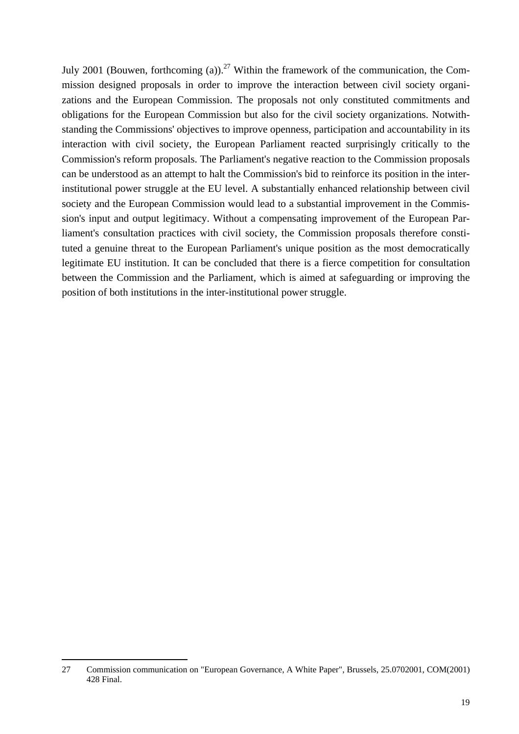July 2001 (Bouwen, forthcoming (a)).[27] Within the framework of the communication, the Commission designed proposals in order to improve the interaction between civil society organizations and the European Commission. The proposals not only constituted commitments and obligations for the European Commission but also for the civil society organizations. Notwithstanding the Commissions' objectives to improve openness, participation and accountability in its interaction with civil society, the European Parliament reacted surprisingly critically to the Commission's reform proposals. The Parliament's negative reaction to the Commission proposals can be understood as an attempt to halt the Commission's bid to reinforce its position in the inter-institutional power struggle at the EU level. A substantially enhanced relationship between civil society and the European Commission would lead to a substantial improvement in the Commission's input and output legitimacy. Without a compensating improvement of the European Parliament's consultation practices with civil society, the Commission proposals therefore constituted a genuine threat to the European Parliament's unique position as the most democratically legitimate EU institution. It can be concluded that there is a fierce competition for consultation between the Commission and the Parliament, which is aimed at safeguarding or improving the position of both institutions in the inter-institutional power struggle.

---

27 Commission communication on "European Governance, A White Paper", Brussels, 25.0702001, COM(2001) 428 Final.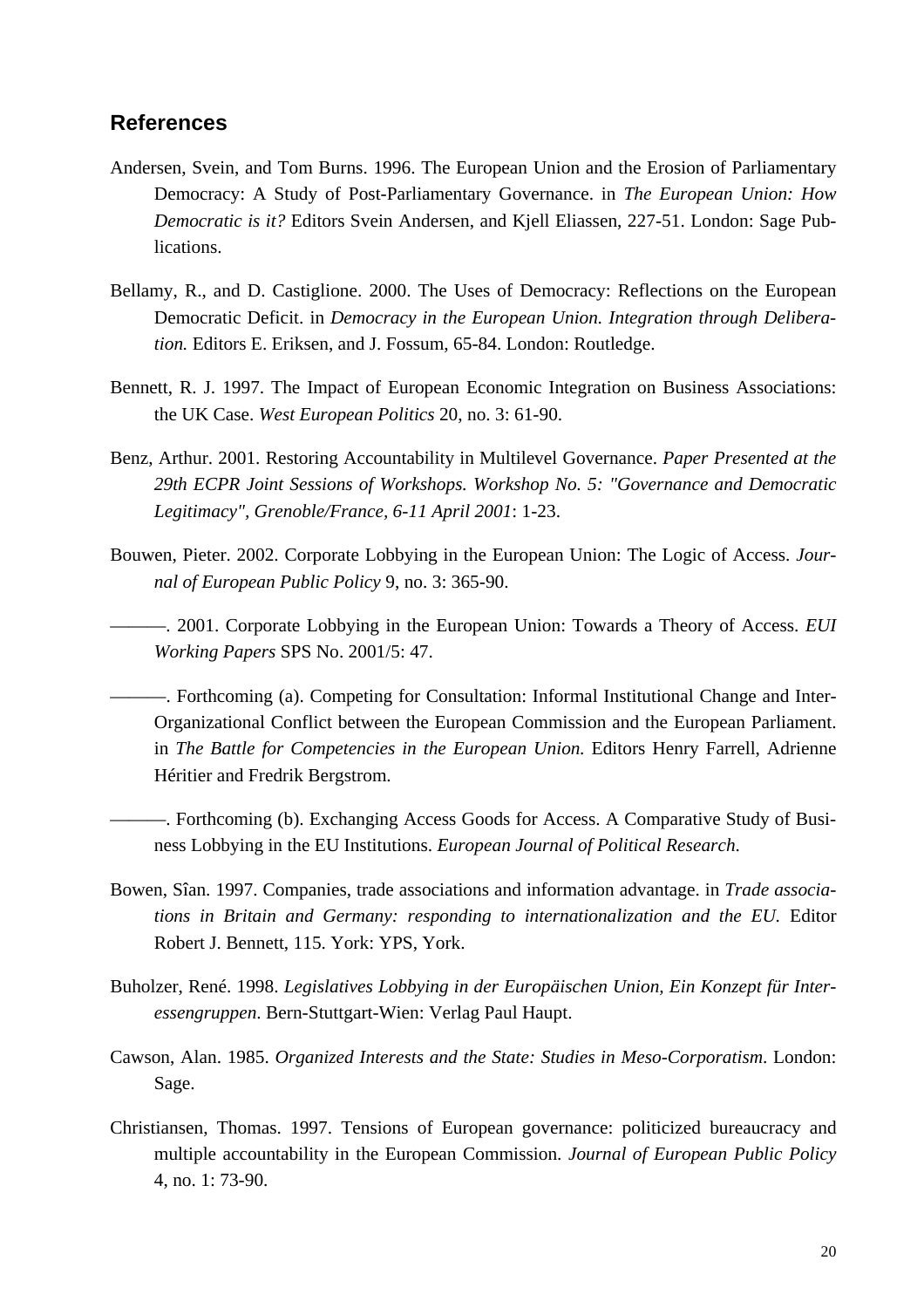## References

Andersen, Svein, and Tom Burns. 1996. The European Union and the Erosion of Parliamentary Democracy: A Study of Post-Parliamentary Governance. in *The European Union: How Democratic is it?* Editors Svein Andersen, and Kjell Eliassen, 227-51. London: Sage Publications.

Bellamy, R., and D. Castiglione. 2000. The Uses of Democracy: Reflections on the European Democratic Deficit. in *Democracy in the European Union. Integration through Deliberation.* Editors E. Eriksen, and J. Fossum, 65-84. London: Routledge.

Bennett, R. J. 1997. The Impact of European Economic Integration on Business Associations: the UK Case. *West European Politics* 20, no. 3: 61-90.

Benz, Arthur. 2001. Restoring Accountability in Multilevel Governance. *Paper Presented at the 29th ECPR Joint Sessions of Workshops. Workshop No. 5: "Governance and Democratic Legitimacy", Grenoble/France, 6-11 April 2001*: 1-23.

Bouwen, Pieter. 2002. Corporate Lobbying in the European Union: The Logic of Access. *Journal of European Public Policy* 9, no. 3: 365-90.

———. 2001. Corporate Lobbying in the European Union: Towards a Theory of Access. *EUI Working Papers* SPS No. 2001/5: 47.

———. Forthcoming (a). Competing for Consultation: Informal Institutional Change and Inter-Organizational Conflict between the European Commission and the European Parliament. in *The Battle for Competencies in the European Union.* Editors Henry Farrell, Adrienne Héritier and Fredrik Bergstrom.

———. Forthcoming (b). Exchanging Access Goods for Access. A Comparative Study of Business Lobbying in the EU Institutions. *European Journal of Political Research.*

Bowen, Sîan. 1997. Companies, trade associations and information advantage. in *Trade associations in Britain and Germany: responding to internationalization and the EU.* Editor Robert J. Bennett, 115. York: YPS, York.

Buholzer, René. 1998. *Legislatives Lobbying in der Europäischen Union, Ein Konzept für Interessengruppen.* Bern-Stuttgart-Wien: Verlag Paul Haupt.

Cawson, Alan. 1985. *Organized Interests and the State: Studies in Meso-Corporatism.* London: Sage.

Christiansen, Thomas. 1997. Tensions of European governance: politicized bureaucracy and multiple accountability in the European Commission. *Journal of European Public Policy* 4, no. 1: 73-90.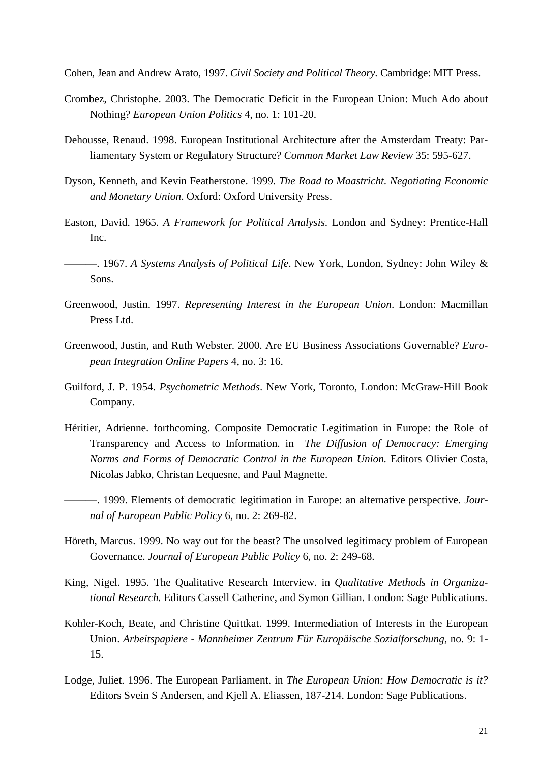Cohen, Jean and Andrew Arato, 1997. *Civil Society and Political Theory*. Cambridge: MIT Press.

Crombez, Christophe. 2003. The Democratic Deficit in the European Union: Much Ado about Nothing? *European Union Politics* 4, no. 1: 101-20.

Dehousse, Renaud. 1998. European Institutional Architecture after the Amsterdam Treaty: Parliamentary System or Regulatory Structure? *Common Market Law Review* 35: 595-627.

Dyson, Kenneth, and Kevin Featherstone. 1999. *The Road to Maastricht. Negotiating Economic and Monetary Union*. Oxford: Oxford University Press.

Easton, David. 1965. *A Framework for Political Analysis*. London and Sydney: Prentice-Hall Inc.

———. 1967. *A Systems Analysis of Political Life*. New York, London, Sydney: John Wiley & Sons.

Greenwood, Justin. 1997. *Representing Interest in the European Union*. London: Macmillan Press Ltd.

Greenwood, Justin, and Ruth Webster. 2000. Are EU Business Associations Governable? *European Integration Online Papers* 4, no. 3: 16.

Guilford, J. P. 1954. *Psychometric Methods*. New York, Toronto, London: McGraw-Hill Book Company.

Héritier, Adrienne. forthcoming. Composite Democratic Legitimation in Europe: the Role of Transparency and Access to Information. in *The Diffusion of Democracy: Emerging Norms and Forms of Democratic Control in the European Union.* Editors Olivier Costa, Nicolas Jabko, Christan Lequesne, and Paul Magnette.

———. 1999. Elements of democratic legitimation in Europe: an alternative perspective. *Journal of European Public Policy* 6, no. 2: 269-82.

Höreth, Marcus. 1999. No way out for the beast? The unsolved legitimacy problem of European Governance. *Journal of European Public Policy* 6, no. 2: 249-68.

King, Nigel. 1995. The Qualitative Research Interview. in *Qualitative Methods in Organizational Research.* Editors Cassell Catherine, and Symon Gillian. London: Sage Publications.

Kohler-Koch, Beate, and Christine Quittkat. 1999. Intermediation of Interests in the European Union. *Arbeitspapiere - Mannheimer Zentrum Für Europäische Sozialforschung*, no. 9: 1-15.

Lodge, Juliet. 1996. The European Parliament. in *The European Union: How Democratic is it?* Editors Svein S Andersen, and Kjell A. Eliassen, 187-214. London: Sage Publications.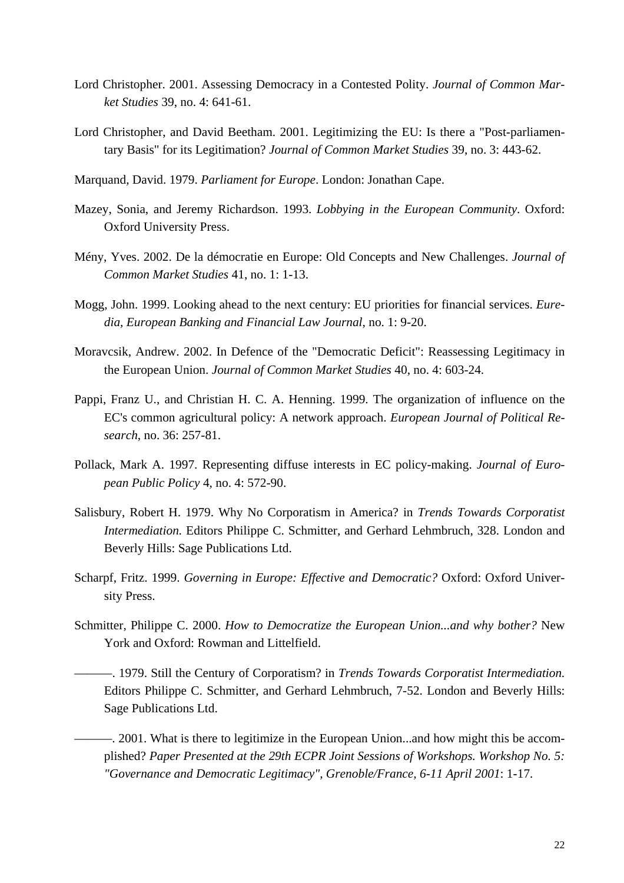Lord Christopher. 2001. Assessing Democracy in a Contested Polity. *Journal of Common Market Studies* 39, no. 4: 641-61.

Lord Christopher, and David Beetham. 2001. Legitimizing the EU: Is there a "Post-parliamentary Basis" for its Legitimation? *Journal of Common Market Studies* 39, no. 3: 443-62.

Marquand, David. 1979. *Parliament for Europe*. London: Jonathan Cape.

Mazey, Sonia, and Jeremy Richardson. 1993. *Lobbying in the European Community*. Oxford: Oxford University Press.

Mény, Yves. 2002. De la démocratie en Europe: Old Concepts and New Challenges. *Journal of Common Market Studies* 41, no. 1: 1-13.

Mogg, John. 1999. Looking ahead to the next century: EU priorities for financial services. *Euredia, European Banking and Financial Law Journal*, no. 1: 9-20.

Moravcsik, Andrew. 2002. In Defence of the "Democratic Deficit": Reassessing Legitimacy in the European Union. *Journal of Common Market Studies* 40, no. 4: 603-24.

Pappi, Franz U., and Christian H. C. A. Henning. 1999. The organization of influence on the EC's common agricultural policy: A network approach. *European Journal of Political Research*, no. 36: 257-81.

Pollack, Mark A. 1997. Representing diffuse interests in EC policy-making. *Journal of European Public Policy* 4, no. 4: 572-90.

Salisbury, Robert H. 1979. Why No Corporatism in America? in *Trends Towards Corporatist Intermediation.* Editors Philippe C. Schmitter, and Gerhard Lehmbruch, 328. London and Beverly Hills: Sage Publications Ltd.

Scharpf, Fritz. 1999. *Governing in Europe: Effective and Democratic?* Oxford: Oxford University Press.

Schmitter, Philippe C. 2000. *How to Democratize the European Union...and why bother?* New York and Oxford: Rowman and Littelfield.

———. 1979. Still the Century of Corporatism? in *Trends Towards Corporatist Intermediation.* Editors Philippe C. Schmitter, and Gerhard Lehmbruch, 7-52. London and Beverly Hills: Sage Publications Ltd.

———. 2001. What is there to legitimize in the European Union...and how might this be accomplished? *Paper Presented at the 29th ECPR Joint Sessions of Workshops. Workshop No. 5: "Governance and Democratic Legitimacy", Grenoble/France, 6-11 April 2001*: 1-17.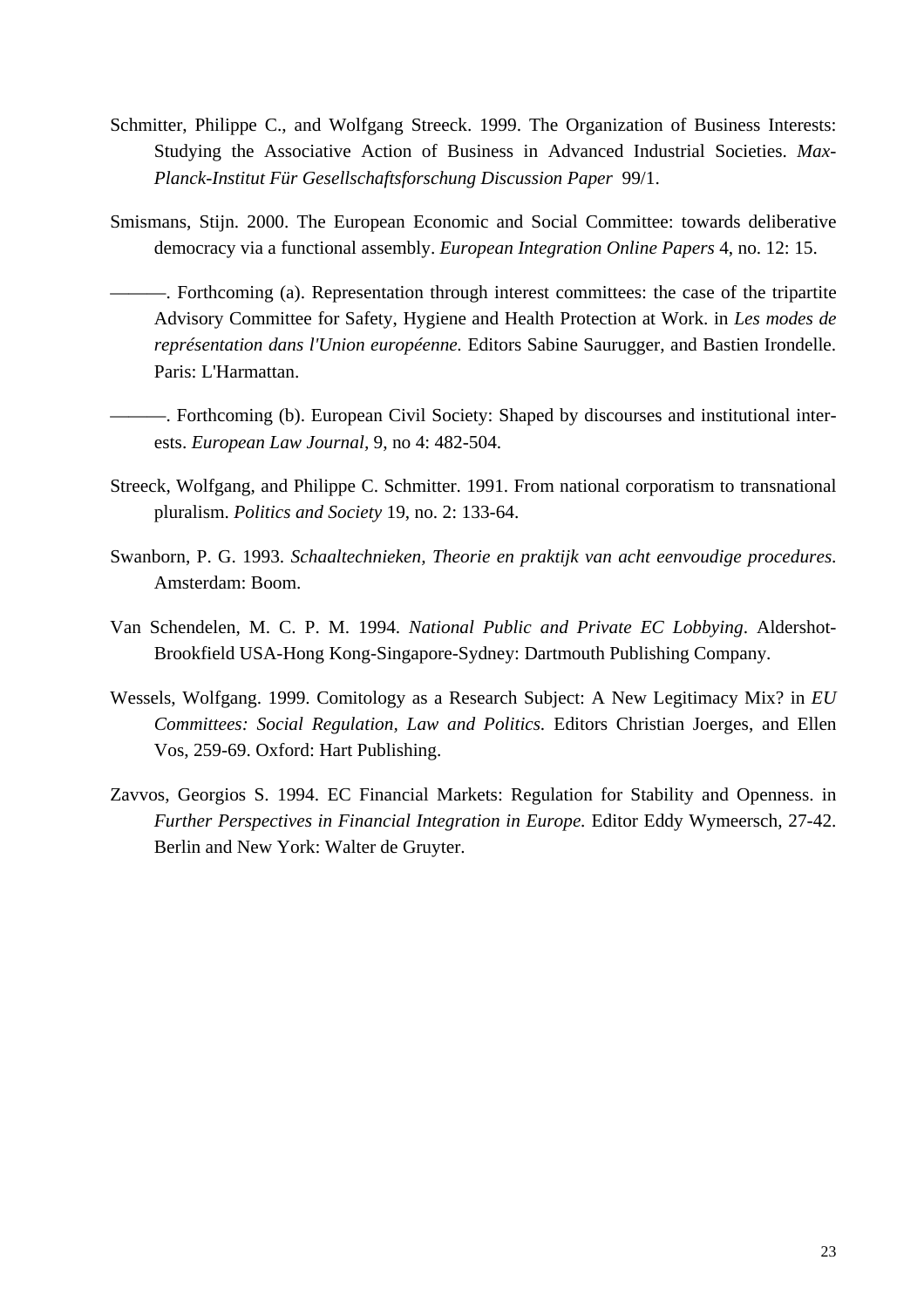Schmitter, Philippe C., and Wolfgang Streeck. 1999. The Organization of Business Interests: Studying the Associative Action of Business in Advanced Industrial Societies. *Max-Planck-Institut Für Gesellschaftsforschung Discussion Paper* 99/1.

Smismans, Stijn. 2000. The European Economic and Social Committee: towards deliberative democracy via a functional assembly. *European Integration Online Papers* 4, no. 12: 15.

———. Forthcoming (a). Representation through interest committees: the case of the tripartite Advisory Committee for Safety, Hygiene and Health Protection at Work. in *Les modes de représentation dans l'Union européenne.* Editors Sabine Saurugger, and Bastien Irondelle. Paris: L'Harmattan.

———. Forthcoming (b). European Civil Society: Shaped by discourses and institutional interests. *European Law Journal*, 9, no 4: 482-504.

Streeck, Wolfgang, and Philippe C. Schmitter. 1991. From national corporatism to transnational pluralism. *Politics and Society* 19, no. 2: 133-64.

Swanborn, P. G. 1993. *Schaaltechnieken, Theorie en praktijk van acht eenvoudige procedures.* Amsterdam: Boom.

Van Schendelen, M. C. P. M. 1994. *National Public and Private EC Lobbying*. Aldershot-Brookfield USA-Hong Kong-Singapore-Sydney: Dartmouth Publishing Company.

Wessels, Wolfgang. 1999. Comitology as a Research Subject: A New Legitimacy Mix? in *EU Committees: Social Regulation, Law and Politics.* Editors Christian Joerges, and Ellen Vos, 259-69. Oxford: Hart Publishing.

Zavvos, Georgios S. 1994. EC Financial Markets: Regulation for Stability and Openness. in *Further Perspectives in Financial Integration in Europe.* Editor Eddy Wymeersch, 27-42. Berlin and New York: Walter de Gruyter.